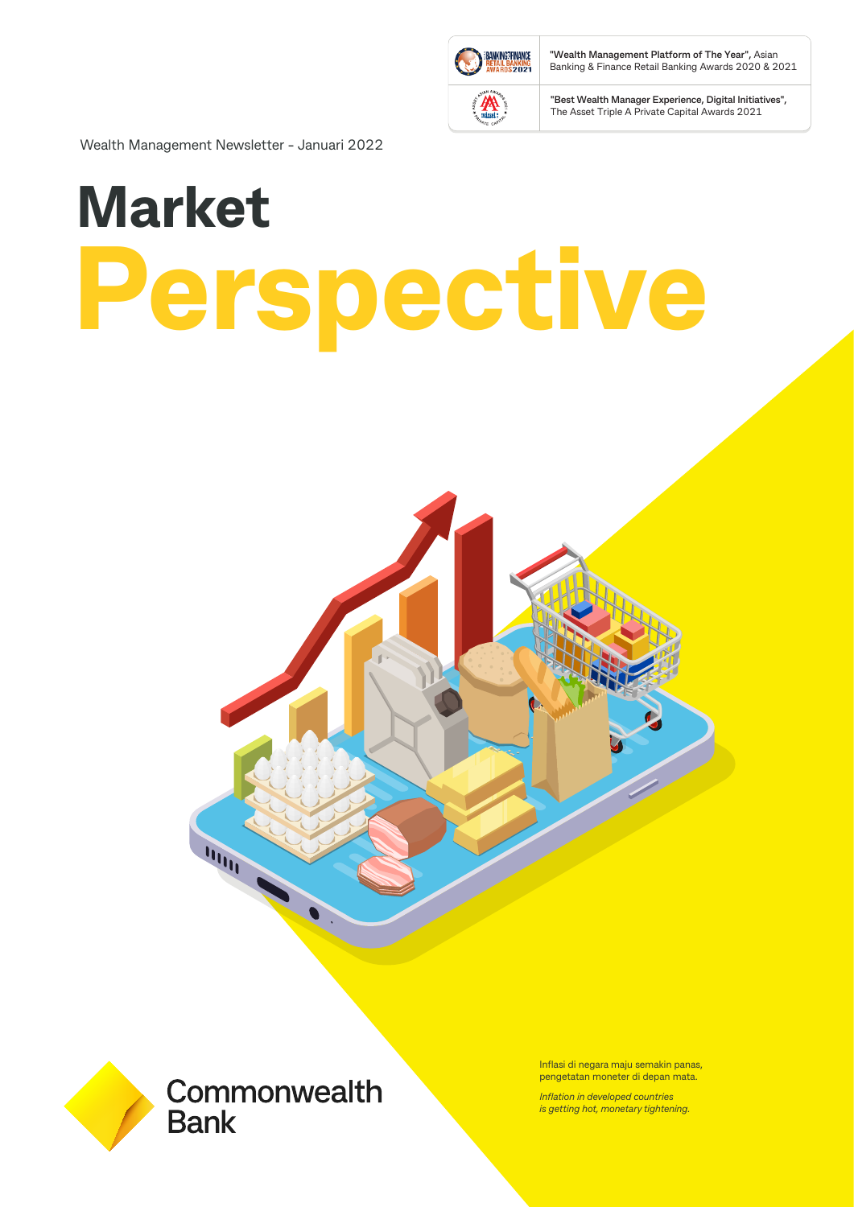"**Wealth Management Platform of The Year**", Asian Banking & Finance Retail Banking Awards 2020 & 2021

"**Best Wealth Manager Experience, Digital Initiatives**", The Asset Triple A Private Capital Awards 2021

Wealth Management Newsletter - Januari 2022

# Market Perspective

Inflasi di negara maju semakin panas, pengetatan moneter di depan mata.

*Inflation in developed countries is getting hot, monetary tightening.*

Commonwealth Bank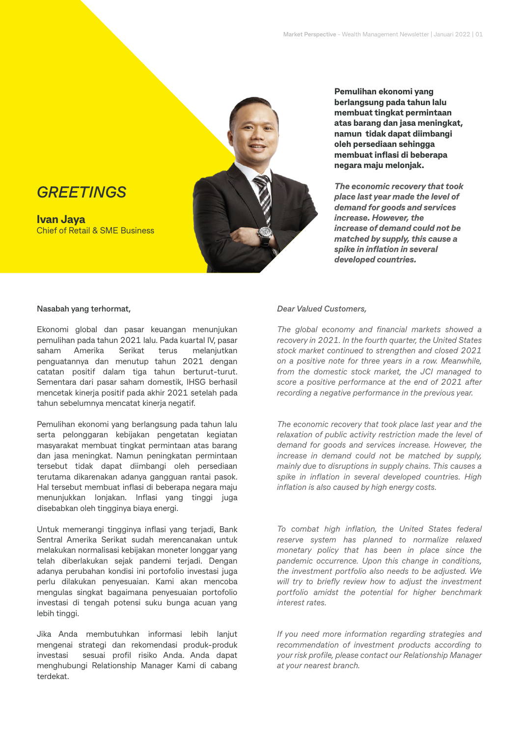# *GREETINGS*

**Ivan Jaya**
Chief of Retail & SME Business

**Pemulihan ekonomi yang berlangsung pada tahun lalu membuat tingkat permintaan atas barang dan jasa meningkat, namun tidak dapat diimbangi oleh persediaan sehingga membuat inflasi di beberapa negara maju melonjak.**

***The economic recovery that took place last year made the level of demand for goods and services increase. However, the increase of demand could not be matched by supply, this cause a spike in inflation in several developed countries.***

Nasabah yang terhormat,

Ekonomi global dan pasar keuangan menunjukan pemulihan pada tahun 2021 lalu. Pada kuartal IV, pasar saham Amerika Serikat terus melanjutkan penguatannya dan menutup tahun 2021 dengan catatan positif dalam tiga tahun berturut-turut. Sementara dari pasar saham domestik, IHSG berhasil mencetak kinerja positif pada akhir 2021 setelah pada tahun sebelumnya mencatat kinerja negatif.

Pemulihan ekonomi yang berlangsung pada tahun lalu serta pelonggaran kebijakan pengetatan kegiatan masyarakat membuat tingkat permintaan atas barang dan jasa meningkat. Namun peningkatan permintaan tersebut tidak dapat diimbangi oleh persediaan terutama dikarenakan adanya gangguan rantai pasok. Hal tersebut membuat inflasi di beberapa negara maju menunjukkan lonjakan. Inflasi yang tinggi juga disebabkan oleh tingginya biaya energi.

Untuk memerangi tingginya inflasi yang terjadi, Bank Sentral Amerika Serikat sudah merencanakan untuk melakukan normalisasi kebijakan moneter longgar yang telah diberlakukan sejak pandemi terjadi. Dengan adanya perubahan kondisi ini portofolio investasi juga perlu dilakukan penyesuaian. Kami akan mencoba mengulas singkat bagaimana penyesuaian portofolio investasi di tengah potensi suku bunga acuan yang lebih tinggi.

Jika Anda membutuhkan informasi lebih lanjut mengenai strategi dan rekomendasi produk-produk investasi sesuai profil risiko Anda. Anda dapat menghubungi Relationship Manager Kami di cabang terdekat.

*Dear Valued Customers,*

*The global economy and financial markets showed a recovery in 2021. In the fourth quarter, the United States stock market continued to strengthen and closed 2021 on a positive note for three years in a row. Meanwhile, from the domestic stock market, the JCI managed to score a positive performance at the end of 2021 after recording a negative performance in the previous year.*

*The economic recovery that took place last year and the relaxation of public activity restriction made the level of demand for goods and services increase. However, the increase in demand could not be matched by supply, mainly due to disruptions in supply chains. This causes a spike in inflation in several developed countries. High inflation is also caused by high energy costs.*

*To combat high inflation, the United States federal reserve system has planned to normalize relaxed monetary policy that has been in place since the pandemic occurrence. Upon this change in conditions, the investment portfolio also needs to be adjusted. We will try to briefly review how to adjust the investment portfolio amidst the potential for higher benchmark interest rates.*

*If you need more information regarding strategies and recommendation of investment products according to your risk profile, please contact our Relationship Manager at your nearest branch.*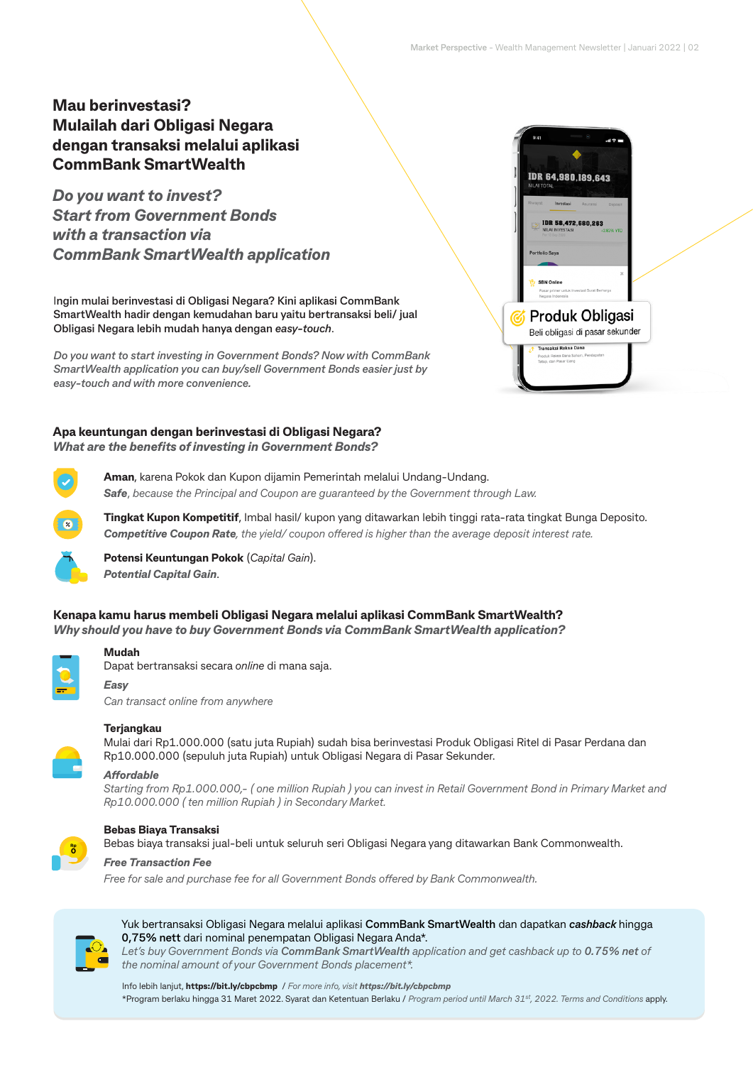# Mau berinvestasi? Mulailah dari Obligasi Negara dengan transaksi melalui aplikasi CommBank SmartWealth

## *Do you want to invest? Start from Government Bonds with a transaction via CommBank SmartWealth application*

Ingin mulai berinvestasi di Obligasi Negara? Kini aplikasi CommBank SmartWealth hadir dengan kemudahan baru yaitu bertransaksi beli/ jual Obligasi Negara lebih mudah hanya dengan *easy-touch*.

*Do you want to start investing in Government Bonds? Now with CommBank SmartWealth application you can buy/sell Government Bonds easier just by easy-touch and with more convenience.*

### Apa keuntungan dengan berinvestasi di Obligasi Negara?
### *What are the benefits of investing in Government Bonds?*

**Aman**, karena Pokok dan Kupon dijamin Pemerintah melalui Undang-Undang.
***Safe**, because the Principal and Coupon are guaranteed by the Government through Law.*

**Tingkat Kupon Kompetitif**, Imbal hasil/ kupon yang ditawarkan lebih tinggi rata-rata tingkat Bunga Deposito.
***Competitive Coupon Rate**, the yield/ coupon offered is higher than the average deposit interest rate.*

**Potensi Keuntungan Pokok** (*Capital Gain*).
***Potential Capital Gain**.*

### Kenapa kamu harus membeli Obligasi Negara melalui aplikasi CommBank SmartWealth?
### *Why should you have to buy Government Bonds via CommBank SmartWealth application?*

**Mudah**
Dapat bertransaksi secara *online* di mana saja.

***Easy***
*Can transact online from anywhere*

**Terjangkau**
Mulai dari Rp1.000.000 (satu juta Rupiah) sudah bisa berinvestasi Produk Obligasi Ritel di Pasar Perdana dan Rp10.000.000 (sepuluh juta Rupiah) untuk Obligasi Negara di Pasar Sekunder.

***Affordable***
*Starting from Rp1.000.000,- ( one million Rupiah ) you can invest in Retail Government Bond in Primary Market and Rp10.000.000 ( ten million Rupiah ) in Secondary Market.*

**Bebas Biaya Transaksi**
Bebas biaya transaksi jual-beli untuk seluruh seri Obligasi Negara yang ditawarkan Bank Commonwealth.

***Free Transaction Fee***
*Free for sale and purchase fee for all Government Bonds offered by Bank Commonwealth.*

Yuk bertransaksi Obligasi Negara melalui aplikasi **CommBank SmartWealth** dan dapatkan ***cashback*** hingga **0,75% nett** dari nominal penempatan Obligasi Negara Anda*.
*Let's buy Government Bonds via **CommBank SmartWealth** application and get cashback up to **0.75% net** of the nominal amount of your Government Bonds placement*.*

Info lebih lanjut, **https://bit.ly/cbpcbmp** / *For more info, visit **https://bit.ly/cbpcbmp***
*Program berlaku hingga 31 Maret 2022. Syarat dan Ketentuan Berlaku / *Program period until March 31st, 2022. Terms and Conditions* apply.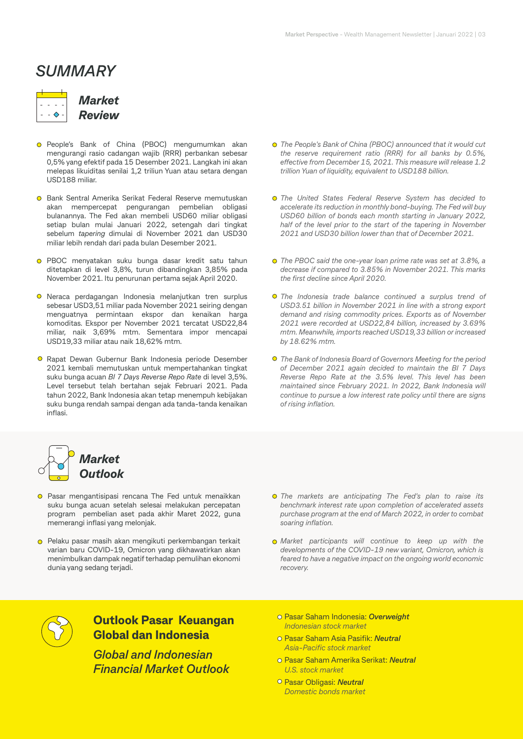# *SUMMARY*

## ***Market Review***

- People's Bank of China (PBOC) mengumumkan akan mengurangi rasio cadangan wajib (RRR) perbankan sebesar 0,5% yang efektif pada 15 Desember 2021. Langkah ini akan melepas likuiditas senilai 1,2 triliun Yuan atau setara dengan USD188 miliar.
- Bank Sentral Amerika Serikat Federal Reserve memutuskan akan mempercepat pengurangan pembelian obligasi bulanannya. The Fed akan membeli USD60 miliar obligasi setiap bulan mulai Januari 2022, setengah dari tingkat sebelum *tapering* dimulai di November 2021 dan USD30 miliar lebih rendah dari pada bulan Desember 2021.
- PBOC menyatakan suku bunga dasar kredit satu tahun ditetapkan di level 3,8%, turun dibandingkan 3,85% pada November 2021. Itu penurunan pertama sejak April 2020.
- Neraca perdagangan Indonesia melanjutkan tren surplus sebesar USD3,51 miliar pada November 2021 seiring dengan menguatnya permintaan ekspor dan kenaikan harga komoditas. Ekspor per November 2021 tercatat USD22,84 miliar, naik 3,69% mtm. Sementara impor mencapai USD19,33 miliar atau naik 18,62% mtm.
- Rapat Dewan Gubernur Bank Indonesia periode Desember 2021 kembali memutuskan untuk mempertahankan tingkat suku bunga acuan *BI 7 Days Reverse Repo Rate* di level 3,5%. Level tersebut telah bertahan sejak Februari 2021. Pada tahun 2022, Bank Indonesia akan tetap menempuh kebijakan suku bunga rendah sampai dengan ada tanda-tanda kenaikan inflasi.

- *The People's Bank of China (PBOC) announced that it would cut the reserve requirement ratio (RRR) for all banks by 0.5%, effective from December 15, 2021. This measure will release 1.2 trillion Yuan of liquidity, equivalent to USD188 billion.*
- *The United States Federal Reserve System has decided to accelerate its reduction in monthly bond-buying. The Fed will buy USD60 billion of bonds each month starting in January 2022, half of the level prior to the start of the tapering in November 2021 and USD30 billion lower than that of December 2021.*
- *The PBOC said the one-year loan prime rate was set at 3.8%, a decrease if compared to 3.85% in November 2021. This marks the first decline since April 2020.*
- *The Indonesia trade balance continued a surplus trend of USD3.51 billion in November 2021 in line with a strong export demand and rising commodity prices. Exports as of November 2021 were recorded at USD22,84 billion, increased by 3.69% mtm. Meanwhile, imports reached USD19,33 billion or increased by 18.62% mtm.*
- *The Bank of Indonesia Board of Governors Meeting for the period of December 2021 again decided to maintain the BI 7 Days Reverse Repo Rate at the 3.5% level. This level has been maintained since February 2021. In 2022, Bank Indonesia will continue to pursue a low interest rate policy until there are signs of rising inflation.*

## ***Market Outlook***

- Pasar mengantisipasi rencana The Fed untuk menaikkan suku bunga acuan setelah selesai melakukan percepatan program pembelian aset pada akhir Maret 2022, guna memerangi inflasi yang melonjak.
- Pelaku pasar masih akan mengikuti perkembangan terkait varian baru COVID-19, Omicron yang dikhawatirkan akan menimbulkan dampak negatif terhadap pemulihan ekonomi dunia yang sedang terjadi.

- *The markets are anticipating The Fed's plan to raise its benchmark interest rate upon completion of accelerated assets purchase program at the end of March 2022, in order to combat soaring inflation.*
- *Market participants will continue to keep up with the developments of the COVID-19 new variant, Omicron, which is feared to have a negative impact on the ongoing world economic recovery.*

## **Outlook Pasar Keuangan Global dan Indonesia**

### *Global and Indonesian Financial Market Outlook*

- Pasar Saham Indonesia: ***Overweight***
  *Indonesian stock market*
- Pasar Saham Asia Pasifik: ***Neutral***
  *Asia-Pacific stock market*
- Pasar Saham Amerika Serikat: ***Neutral***
  *U.S. stock market*
- Pasar Obligasi: ***Neutral***
  *Domestic bonds market*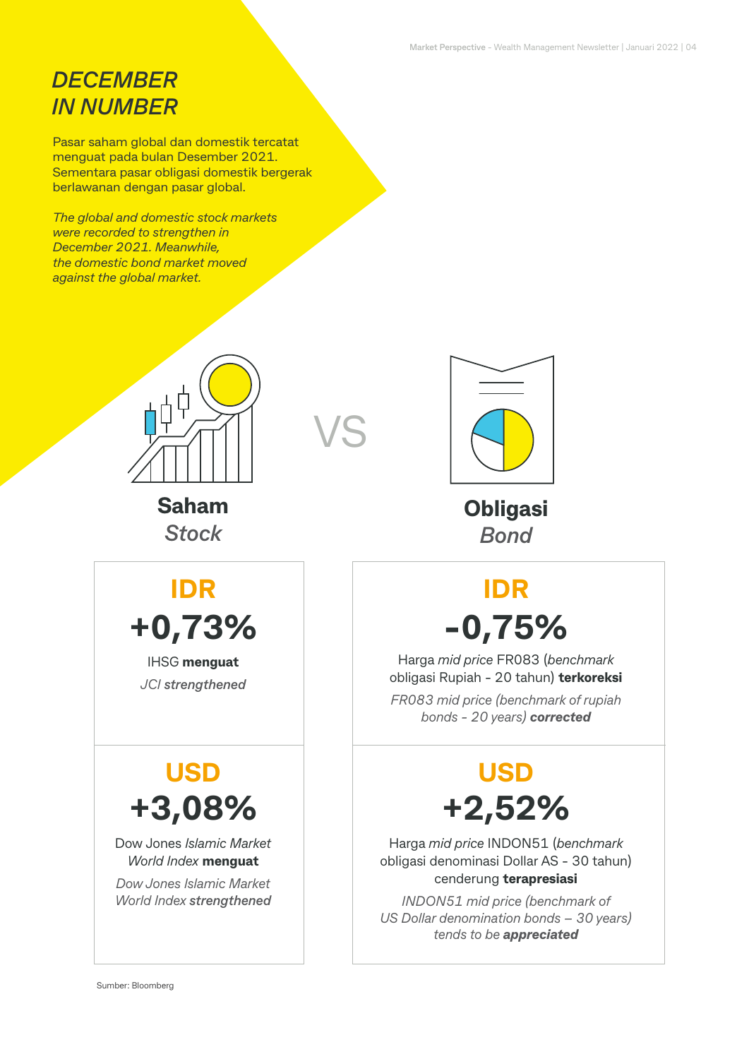# *DECEMBER IN NUMBER*

Pasar saham global dan domestik tercatat menguat pada bulan Desember 2021. Sementara pasar obligasi domestik bergerak berlawanan dengan pasar global.

*The global and domestic stock markets were recorded to strengthen in December 2021. Meanwhile, the domestic bond market moved against the global market.*

**Saham**
*Stock*

VS

**Obligasi**
*Bond*

## Saham / *Stock*

**IDR**

**+0,73%**

IHSG **menguat**

*JCI **strengthened***

**USD**

**+3,08%**

Dow Jones *Islamic Market World Index* **menguat**

*Dow Jones Islamic Market World Index **strengthened***

## Obligasi / *Bond*

**IDR**

**-0,75%**

Harga *mid price* FR083 (*benchmark* obligasi Rupiah - 20 tahun) **terkoreksi**

*FR083 mid price (benchmark of rupiah bonds - 20 years) **corrected***

**USD**

**+2,52%**

Harga *mid price* INDON51 (*benchmark* obligasi denominasi Dollar AS - 30 tahun) cenderung **terapresiasi**

*INDON51 mid price (benchmark of US Dollar denomination bonds – 30 years) tends to be **appreciated***

Sumber: Bloomberg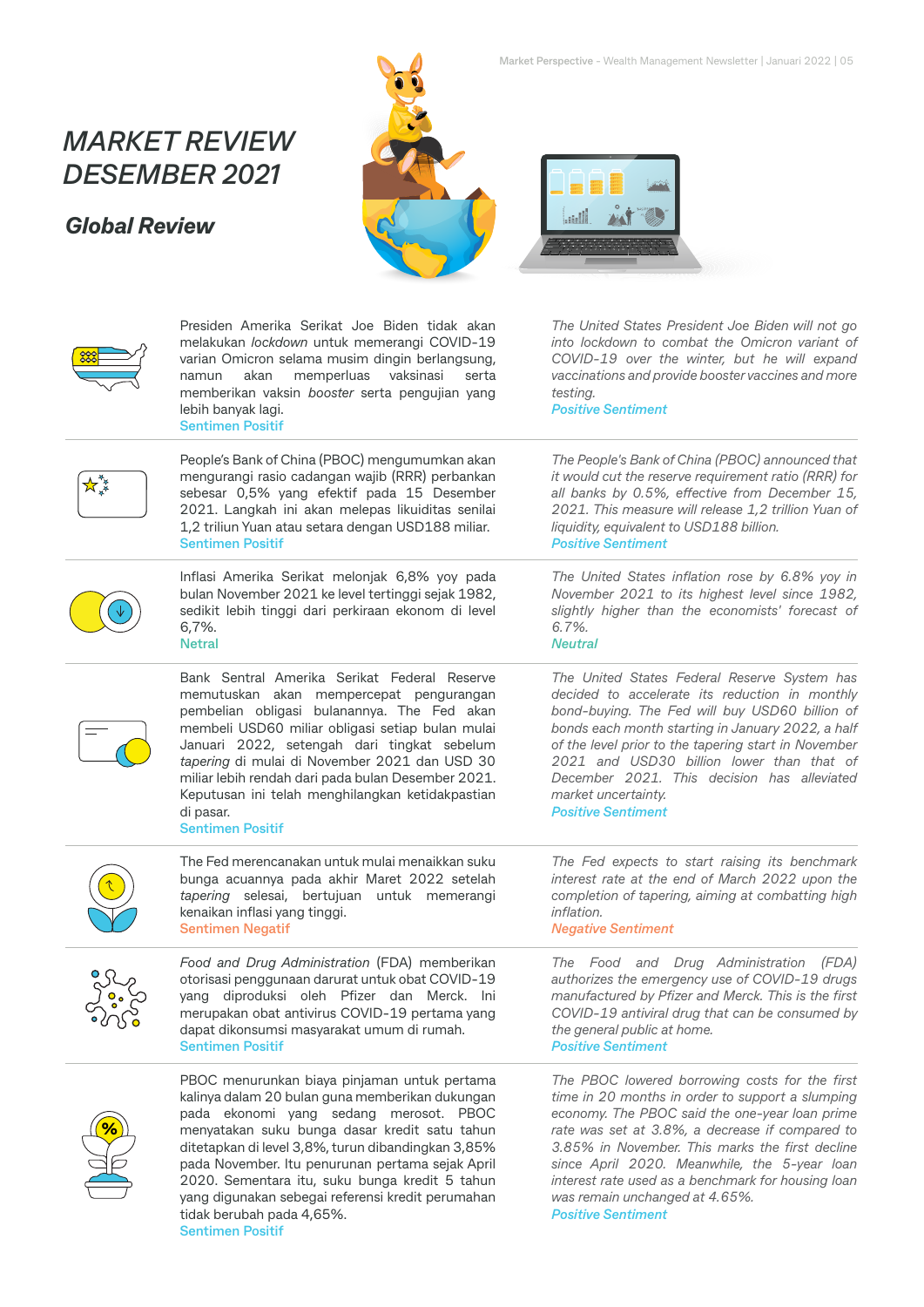# *MARKET REVIEW DESEMBER 2021*

## *Global Review*

Presiden Amerika Serikat Joe Biden tidak akan melakukan *lockdown* untuk memerangi COVID-19 varian Omicron selama musim dingin berlangsung, namun akan memperluas vaksinasi serta memberikan vaksin *booster* serta pengujian yang lebih banyak lagi.
Sentimen Positif

*The United States President Joe Biden will not go into lockdown to combat the Omicron variant of COVID-19 over the winter, but he will expand vaccinations and provide booster vaccines and more testing.*
*Positive Sentiment*

---

People's Bank of China (PBOC) mengumumkan akan mengurangi rasio cadangan wajib (RRR) perbankan sebesar 0,5% yang efektif pada 15 Desember 2021. Langkah ini akan melepas likuiditas senilai 1,2 triliun Yuan atau setara dengan USD188 miliar.
Sentimen Positif

*The People's Bank of China (PBOC) announced that it would cut the reserve requirement ratio (RRR) for all banks by 0.5%, effective from December 15, 2021. This measure will release 1,2 trillion Yuan of liquidity, equivalent to USD188 billion.*
*Positive Sentiment*

---

Inflasi Amerika Serikat melonjak 6,8% yoy pada bulan November 2021 ke level tertinggi sejak 1982, sedikit lebih tinggi dari perkiraan ekonom di level 6,7%.
Netral

*The United States inflation rose by 6.8% yoy in November 2021 to its highest level since 1982, slightly higher than the economists' forecast of 6.7%.*
*Neutral*

---

Bank Sentral Amerika Serikat Federal Reserve memutuskan akan mempercepat pengurangan pembelian obligasi bulanannya. The Fed akan membeli USD60 miliar obligasi setiap bulan mulai Januari 2022, setengah dari tingkat sebelum *tapering* di mulai di November 2021 dan USD 30 miliar lebih rendah dari pada bulan Desember 2021. Keputusan ini telah menghilangkan ketidakpastian di pasar.
Sentimen Positif

*The United States Federal Reserve System has decided to accelerate its reduction in monthly bond-buying. The Fed will buy USD60 billion of bonds each month starting in January 2022, a half of the level prior to the tapering start in November 2021 and USD30 billion lower than that of December 2021. This decision has alleviated market uncertainty.*
*Positive Sentiment*

---

The Fed merencanakan untuk mulai menaikkan suku bunga acuannya pada akhir Maret 2022 setelah *tapering* selesai, bertujuan untuk memerangi kenaikan inflasi yang tinggi.
Sentimen Negatif

*The Fed expects to start raising its benchmark interest rate at the end of March 2022 upon the completion of tapering, aiming at combatting high inflation.*
*Negative Sentiment*

---

*Food and Drug Administration* (FDA) memberikan otorisasi penggunaan darurat untuk obat COVID-19 yang diproduksi oleh Pfizer dan Merck. Ini merupakan obat antivirus COVID-19 pertama yang dapat dikonsumsi masyarakat umum di rumah.
Sentimen Positif

*The Food and Drug Administration (FDA) authorizes the emergency use of COVID-19 drugs manufactured by Pfizer and Merck. This is the first COVID-19 antiviral drug that can be consumed by the general public at home.*
*Positive Sentiment*

---

PBOC menurunkan biaya pinjaman untuk pertama kalinya dalam 20 bulan guna memberikan dukungan pada ekonomi yang sedang merosot. PBOC menyatakan suku bunga dasar kredit satu tahun ditetapkan di level 3,8%, turun dibandingkan 3,85% pada November. Itu penurunan pertama sejak April 2020. Sementara itu, suku bunga kredit 5 tahun yang digunakan sebegai referensi kredit perumahan tidak berubah pada 4,65%.
Sentimen Positif

*The PBOC lowered borrowing costs for the first time in 20 months in order to support a slumping economy. The PBOC said the one-year loan prime rate was set at 3.8%, a decrease if compared to 3.85% in November. This marks the first decline since April 2020. Meanwhile, the 5-year loan interest rate used as a benchmark for housing loan was remain unchanged at 4.65%.*
*Positive Sentiment*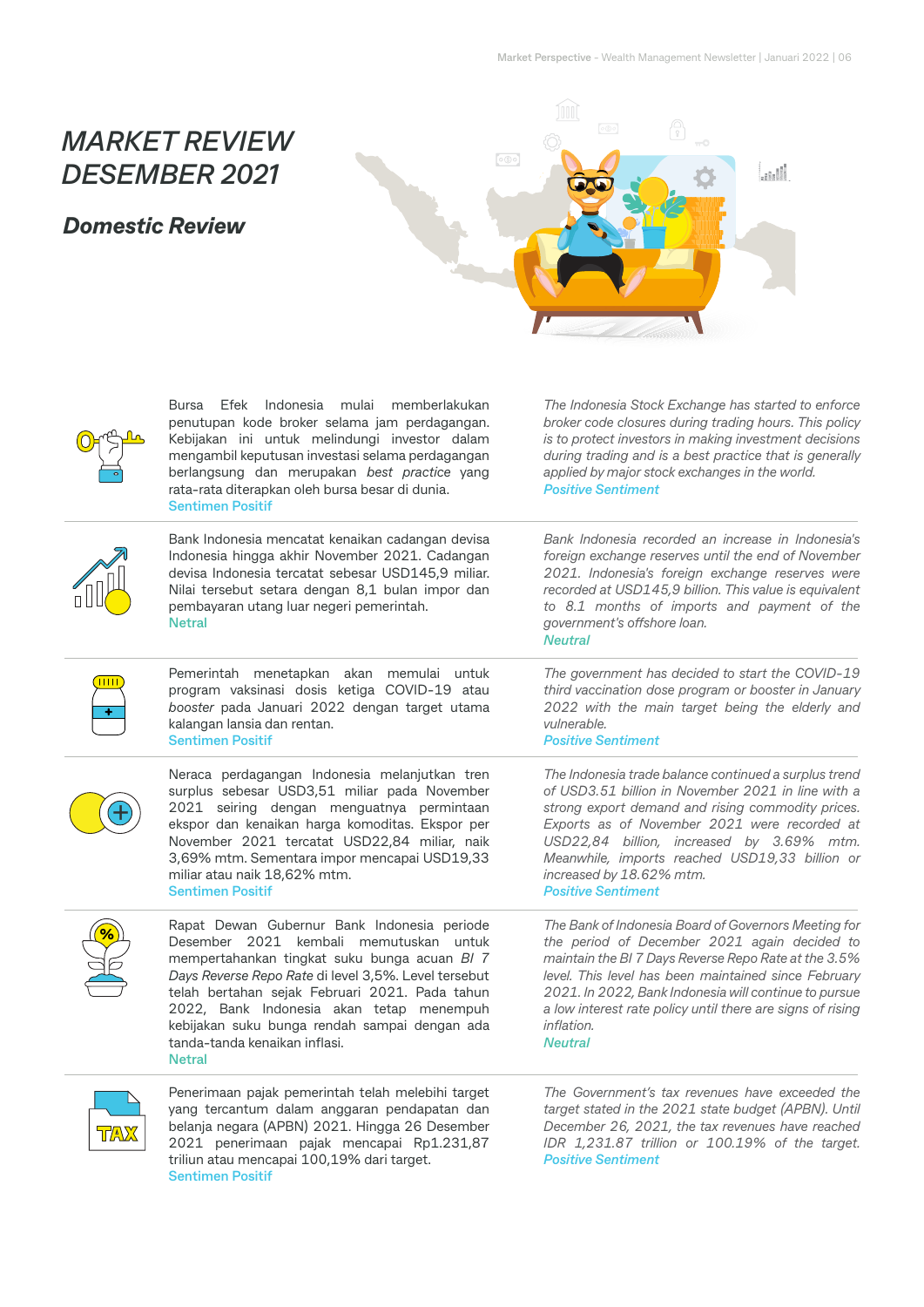# *MARKET REVIEW DESEMBER 2021*

## *Domestic Review*

Bursa Efek Indonesia mulai memberlakukan penutupan kode broker selama jam perdagangan. Kebijakan ini untuk melindungi investor dalam mengambil keputusan investasi selama perdagangan berlangsung dan merupakan *best practice* yang rata-rata diterapkan oleh bursa besar di dunia.
Sentimen Positif

*The Indonesia Stock Exchange has started to enforce broker code closures during trading hours. This policy is to protect investors in making investment decisions during trading and is a best practice that is generally applied by major stock exchanges in the world.*
*Positive Sentiment*

---

Bank Indonesia mencatat kenaikan cadangan devisa Indonesia hingga akhir November 2021. Cadangan devisa Indonesia tercatat sebesar USD145,9 miliar. Nilai tersebut setara dengan 8,1 bulan impor dan pembayaran utang luar negeri pemerintah.
Netral

*Bank Indonesia recorded an increase in Indonesia's foreign exchange reserves until the end of November 2021. Indonesia's foreign exchange reserves were recorded at USD145,9 billion. This value is equivalent to 8.1 months of imports and payment of the government's offshore loan.*
*Neutral*

---

Pemerintah menetapkan akan memulai untuk program vaksinasi dosis ketiga COVID-19 atau *booster* pada Januari 2022 dengan target utama kalangan lansia dan rentan.
Sentimen Positif

*The government has decided to start the COVID-19 third vaccination dose program or booster in January 2022 with the main target being the elderly and vulnerable.*
*Positive Sentiment*

---

Neraca perdagangan Indonesia melanjutkan tren surplus sebesar USD3,51 miliar pada November 2021 seiring dengan menguatnya permintaan ekspor dan kenaikan harga komoditas. Ekspor per November 2021 tercatat USD22,84 miliar, naik 3,69% mtm. Sementara impor mencapai USD19,33 miliar atau naik 18,62% mtm.
Sentimen Positif

*The Indonesia trade balance continued a surplus trend of USD3.51 billion in November 2021 in line with a strong export demand and rising commodity prices. Exports as of November 2021 were recorded at USD22,84 billion, increased by 3.69% mtm. Meanwhile, imports reached USD19,33 billion or increased by 18.62% mtm.*
*Positive Sentiment*

---

Rapat Dewan Gubernur Bank Indonesia periode Desember 2021 kembali memutuskan untuk mempertahankan tingkat suku bunga acuan *BI 7 Days Reverse Repo Rate* di level 3,5%. Level tersebut telah bertahan sejak Februari 2021. Pada tahun 2022, Bank Indonesia akan tetap menempuh kebijakan suku bunga rendah sampai dengan ada tanda-tanda kenaikan inflasi.
Netral

*The Bank of Indonesia Board of Governors Meeting for the period of December 2021 again decided to maintain the BI 7 Days Reverse Repo Rate at the 3.5% level. This level has been maintained since February 2021. In 2022, Bank Indonesia will continue to pursue a low interest rate policy until there are signs of rising inflation.*
*Neutral*

---

Penerimaan pajak pemerintah telah melebihi target yang tercantum dalam anggaran pendapatan dan belanja negara (APBN) 2021. Hingga 26 Desember 2021 penerimaan pajak mencapai Rp1.231,87 triliun atau mencapai 100,19% dari target.
Sentimen Positif

*The Government's tax revenues have exceeded the target stated in the 2021 state budget (APBN). Until December 26, 2021, the tax revenues have reached IDR 1,231.87 trillion or 100.19% of the target.*
*Positive Sentiment*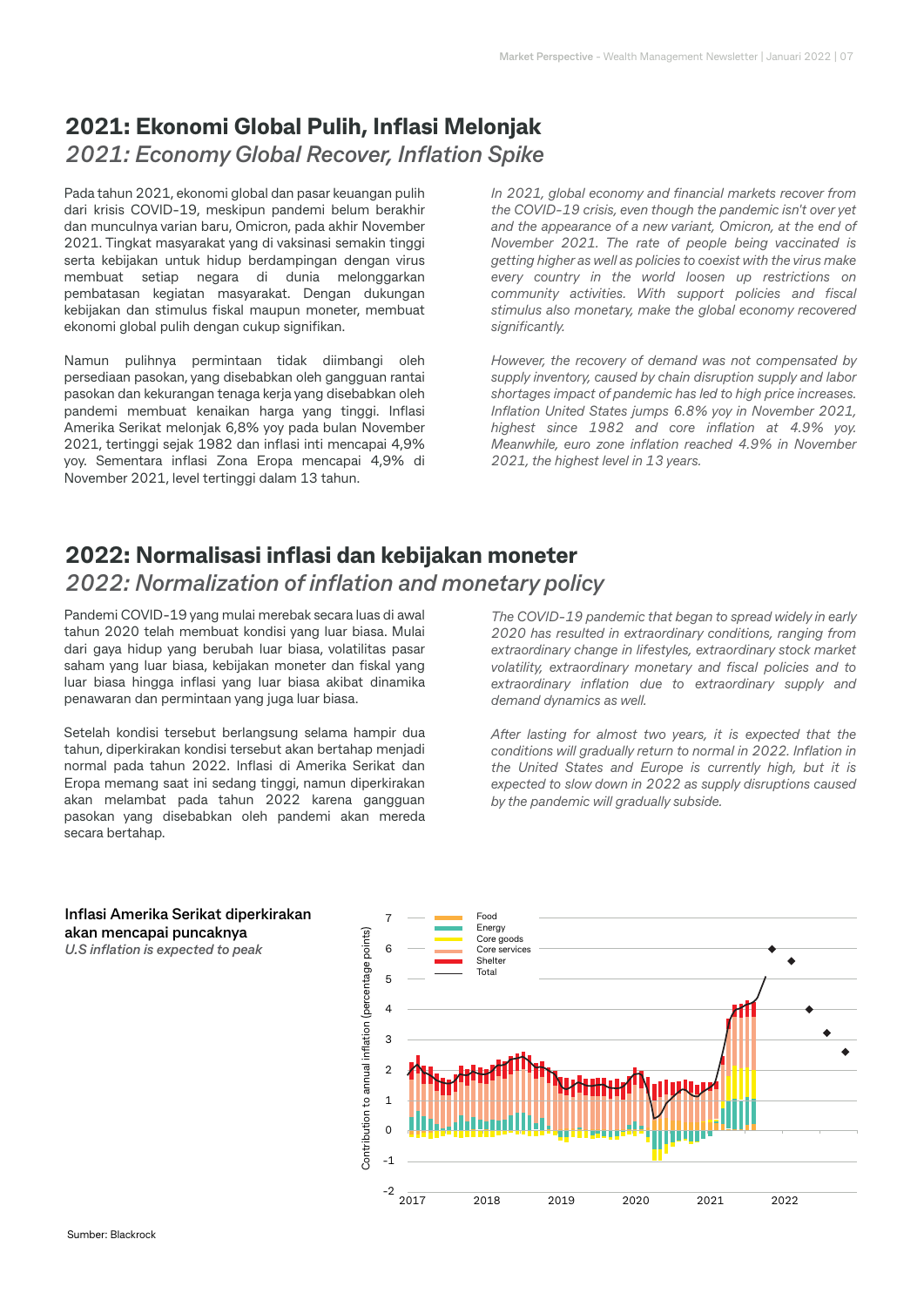## 2021: Ekonomi Global Pulih, Inflasi Melonjak

*2021: Economy Global Recover, Inflation Spike*

Pada tahun 2021, ekonomi global dan pasar keuangan pulih dari krisis COVID-19, meskipun pandemi belum berakhir dan munculnya varian baru, Omicron, pada akhir November 2021. Tingkat masyarakat yang di vaksinasi semakin tinggi serta kebijakan untuk hidup berdampingan dengan virus membuat setiap negara di dunia melonggarkan pembatasan kegiatan masyarakat. Dengan dukungan kebijakan dan stimulus fiskal maupun moneter, membuat ekonomi global pulih dengan cukup signifikan.

Namun pulihnya permintaan tidak diimbangi oleh persediaan pasokan, yang disebabkan oleh gangguan rantai pasokan dan kekurangan tenaga kerja yang disebabkan oleh pandemi membuat kenaikan harga yang tinggi. Inflasi Amerika Serikat melonjak 6,8% yoy pada bulan November 2021, tertinggi sejak 1982 dan inflasi inti mencapai 4,9% yoy. Sementara inflasi Zona Eropa mencapai 4,9% di November 2021, level tertinggi dalam 13 tahun.

*In 2021, global economy and financial markets recover from the COVID-19 crisis, even though the pandemic isn't over yet and the appearance of a new variant, Omicron, at the end of November 2021. The rate of people being vaccinated is getting higher as well as policies to coexist with the virus make every country in the world loosen up restrictions on community activities. With support policies and fiscal stimulus also monetary, make the global economy recovered significantly.*

*However, the recovery of demand was not compensated by supply inventory, caused by chain disruption supply and labor shortages impact of pandemic has led to high price increases. Inflation United States jumps 6.8% yoy in November 2021, highest since 1982 and core inflation at 4.9% yoy. Meanwhile, euro zone inflation reached 4.9% in November 2021, the highest level in 13 years.*

## 2022: Normalisasi inflasi dan kebijakan moneter

*2022: Normalization of inflation and monetary policy*

Pandemi COVID-19 yang mulai merebak secara luas di awal tahun 2020 telah membuat kondisi yang luar biasa. Mulai dari gaya hidup yang berubah luar biasa, volatilitas pasar saham yang luar biasa, kebijakan moneter dan fiskal yang luar biasa hingga inflasi yang luar biasa akibat dinamika penawaran dan permintaan yang juga luar biasa.

Setelah kondisi tersebut berlangsung selama hampir dua tahun, diperkirakan kondisi tersebut akan bertahap menjadi normal pada tahun 2022. Inflasi di Amerika Serikat dan Eropa memang saat ini sedang tinggi, namun diperkirakan akan melambat pada tahun 2022 karena gangguan pasokan yang disebabkan oleh pandemi akan mereda secara bertahap.

*The COVID-19 pandemic that began to spread widely in early 2020 has resulted in extraordinary conditions, ranging from extraordinary change in lifestyles, extraordinary stock market volatility, extraordinary monetary and fiscal policies and to extraordinary inflation due to extraordinary supply and demand dynamics as well.*

*After lasting for almost two years, it is expected that the conditions will gradually return to normal in 2022. Inflation in the United States and Europe is currently high, but it is expected to slow down in 2022 as supply disruptions caused by the pandemic will gradually subside.*

**Inflasi Amerika Serikat diperkirakan akan mencapai puncaknya**

*U.S inflation is expected to peak*

Sumber: Blackrock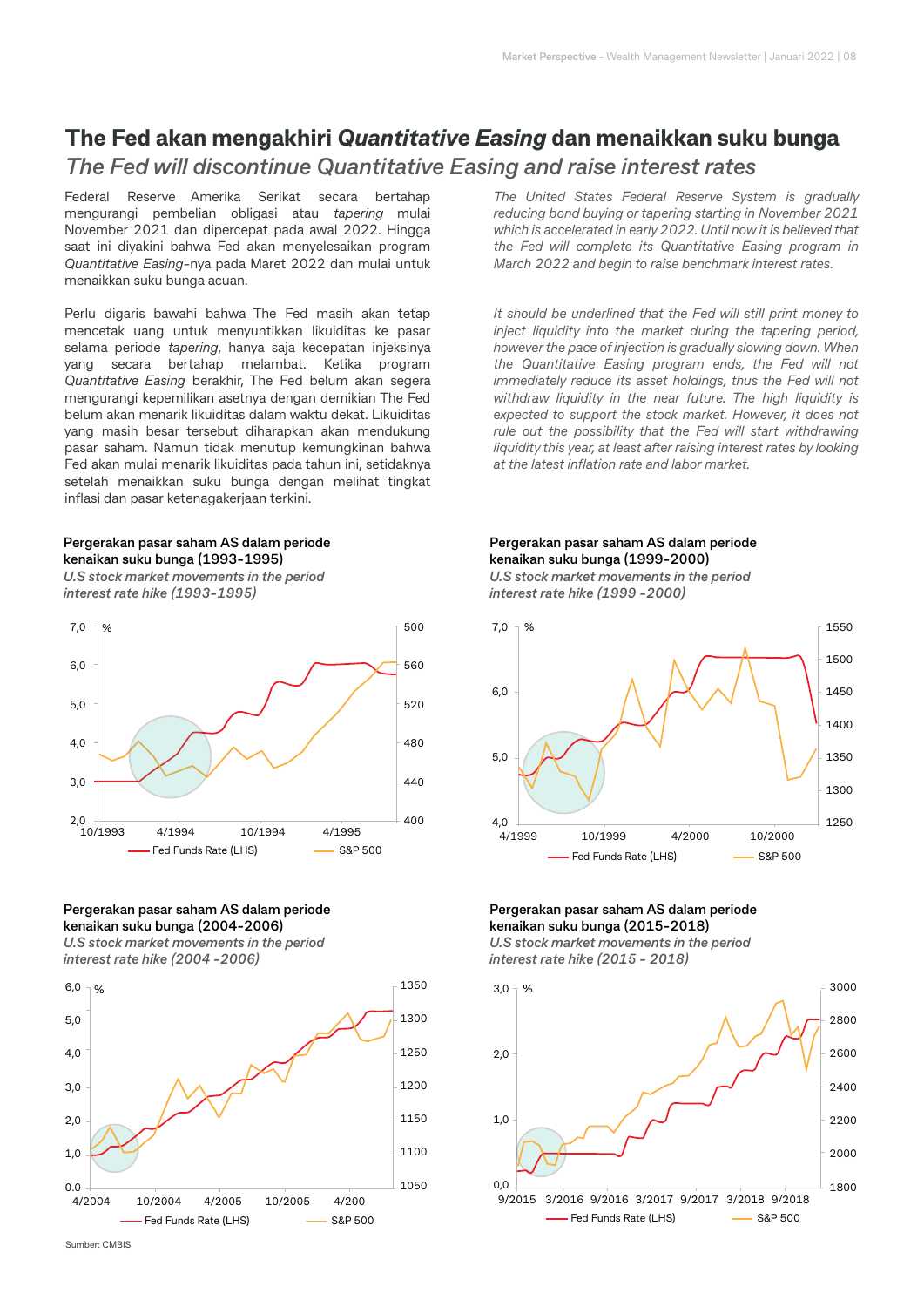# The Fed akan mengakhiri *Quantitative Easing* dan menaikkan suku bunga

## *The Fed will discontinue Quantitative Easing and raise interest rates*

Federal Reserve Amerika Serikat secara bertahap mengurangi pembelian obligasi atau *tapering* mulai November 2021 dan dipercepat pada awal 2022. Hingga saat ini diyakini bahwa Fed akan menyelesaikan program *Quantitative Easing*-nya pada Maret 2022 dan mulai untuk menaikkan suku bunga acuan.

Perlu digaris bawahi bahwa The Fed masih akan tetap mencetak uang untuk menyuntikkan likuiditas ke pasar selama periode *tapering*, hanya saja kecepatan injeksinya yang secara bertahap melambat. Ketika program *Quantitative Easing* berakhir, The Fed belum akan segera mengurangi kepemilikan asetnya dengan demikian The Fed belum akan menarik likuiditas dalam waktu dekat. Likuiditas yang masih besar tersebut diharapkan akan mendukung pasar saham. Namun tidak menutup kemungkinan bahwa Fed akan mulai menarik likuiditas pada tahun ini, setidaknya setelah menaikkan suku bunga dengan melihat tingkat inflasi dan pasar ketenagakerjaan terkini.

*The United States Federal Reserve System is gradually reducing bond buying or tapering starting in November 2021 which is accelerated in early 2022. Until now it is believed that the Fed will complete its Quantitative Easing program in March 2022 and begin to raise benchmark interest rates.*

*It should be underlined that the Fed will still print money to inject liquidity into the market during the tapering period, however the pace of injection is gradually slowing down. When the Quantitative Easing program ends, the Fed will not immediately reduce its asset holdings, thus the Fed will not withdraw liquidity in the near future. The high liquidity is expected to support the stock market. However, it does not rule out the possibility that the Fed will start withdrawing liquidity this year, at least after raising interest rates by looking at the latest inflation rate and labor market.*

**Pergerakan pasar saham AS dalam periode kenaikan suku bunga (1993-1995)**
*U.S stock market movements in the period interest rate hike (1993-1995)*

**Pergerakan pasar saham AS dalam periode kenaikan suku bunga (1999-2000)**
*U.S stock market movements in the period interest rate hike (1999 -2000)*

**Pergerakan pasar saham AS dalam periode kenaikan suku bunga (2004-2006)**
*U.S stock market movements in the period interest rate hike (2004 -2006)*

**Pergerakan pasar saham AS dalam periode kenaikan suku bunga (2015-2018)**
*U.S stock market movements in the period interest rate hike (2015 - 2018)*

Sumber: CMBIS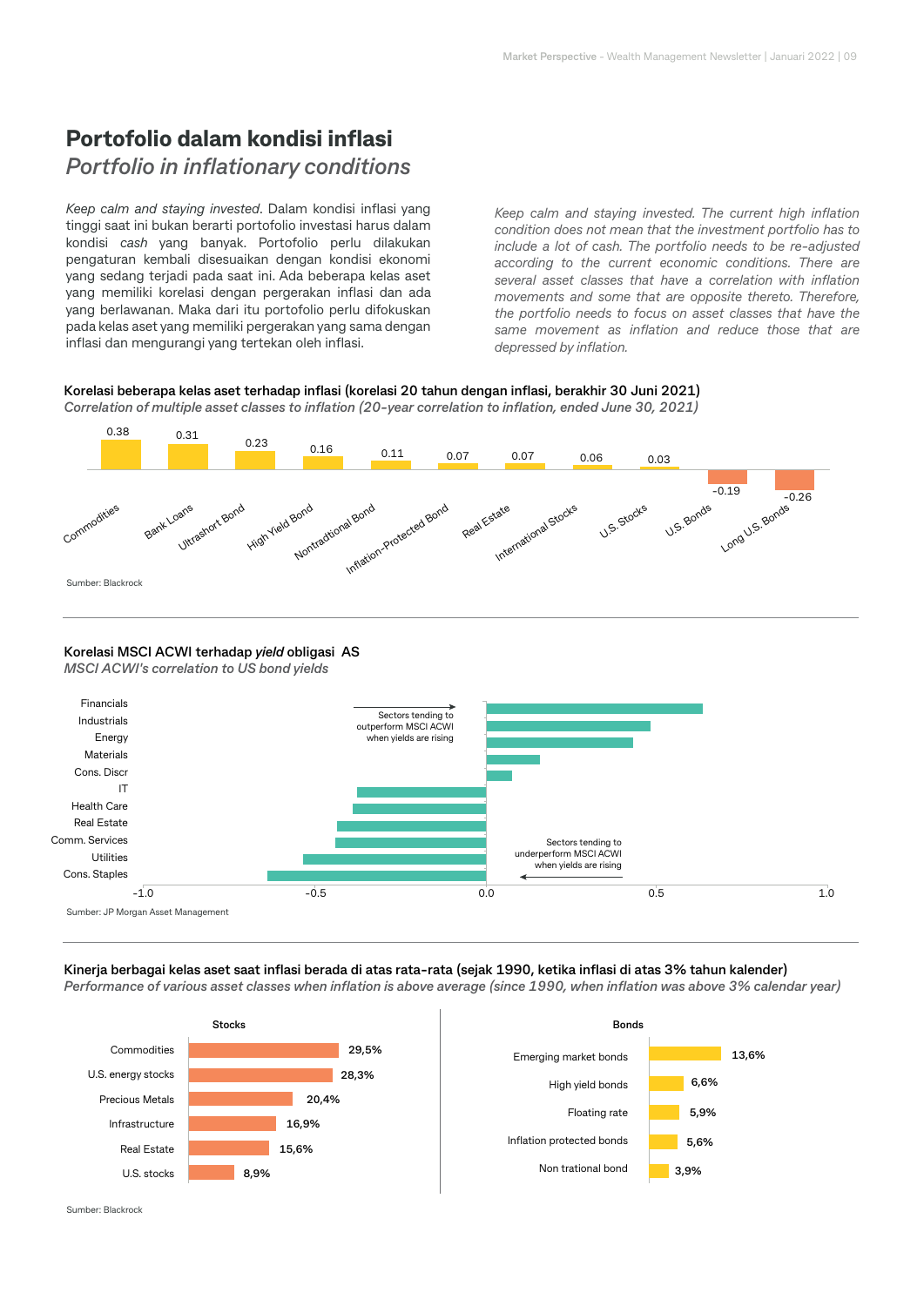# Portofolio dalam kondisi inflasi

*Portfolio in inflationary conditions*

*Keep calm and staying invested*. Dalam kondisi inflasi yang tinggi saat ini bukan berarti portofolio investasi harus dalam kondisi *cash* yang banyak. Portofolio perlu dilakukan pengaturan kembali disesuaikan dengan kondisi ekonomi yang sedang terjadi pada saat ini. Ada beberapa kelas aset yang memiliki korelasi dengan pergerakan inflasi dan ada yang berlawanan. Maka dari itu portofolio perlu difokuskan pada kelas aset yang memiliki pergerakan yang sama dengan inflasi dan mengurangi yang tertekan oleh inflasi.

*Keep calm and staying invested. The current high inflation condition does not mean that the investment portfolio has to include a lot of cash. The portfolio needs to be re-adjusted according to the current economic conditions. There are several asset classes that have a correlation with inflation movements and some that are opposite thereto. Therefore, the portfolio needs to focus on asset classes that have the same movement as inflation and reduce those that are depressed by inflation.*

**Korelasi beberapa kelas aset terhadap inflasi (korelasi 20 tahun dengan inflasi, berakhir 30 Juni 2021)**

*Correlation of multiple asset classes to inflation (20-year correlation to inflation, ended June 30, 2021)*

| Asset Class | Correlation |
|---|---|
| Commodities | 0.38 |
| Bank Loans | 0.31 |
| Ultrashort Bond | 0.23 |
| High Yield Bond | 0.16 |
| Nontradtional Bond | 0.11 |
| Inflation-Protected Bond | 0.07 |
| Real Estate | 0.07 |
| International Stocks | 0.06 |
| U.S. Stocks | 0.03 |
| U.S. Bonds | -0.19 |
| Long U.S. Bonds | -0.26 |

Sumber: Blackrock

**Korelasi MSCI ACWI terhadap *yield* obligasi AS**

*MSCI ACWI's correlation to US bond yields*

Sectors tending to outperform MSCI ACWI when yields are rising: Financials, Industrials, Energy, Materials, Cons. Discr

Sectors tending to underperform MSCI ACWI when yields are rising: IT, Health Care, Real Estate, Comm. Services, Utilities, Cons. Staples

(Axis: -1.0, -0.5, 0.0, 0.5, 1.0)

Sumber: JP Morgan Asset Management

**Kinerja berbagai kelas aset saat inflasi berada di atas rata-rata (sejak 1990, ketika inflasi di atas 3% tahun kalender)**

*Performance of various asset classes when inflation is above average (since 1990, when inflation was above 3% calendar year)*

| Stocks | |
|---|---|
| Commodities | 29,5% |
| U.S. energy stocks | 28,3% |
| Precious Metals | 20,4% |
| Infrastructure | 16,9% |
| Real Estate | 15,6% |
| U.S. stocks | 8,9% |

| Bonds | |
|---|---|
| Emerging market bonds | 13,6% |
| High yield bonds | 6,6% |
| Floating rate | 5,9% |
| Inflation protected bonds | 5,6% |
| Non trational bond | 3,9% |

Sumber: Blackrock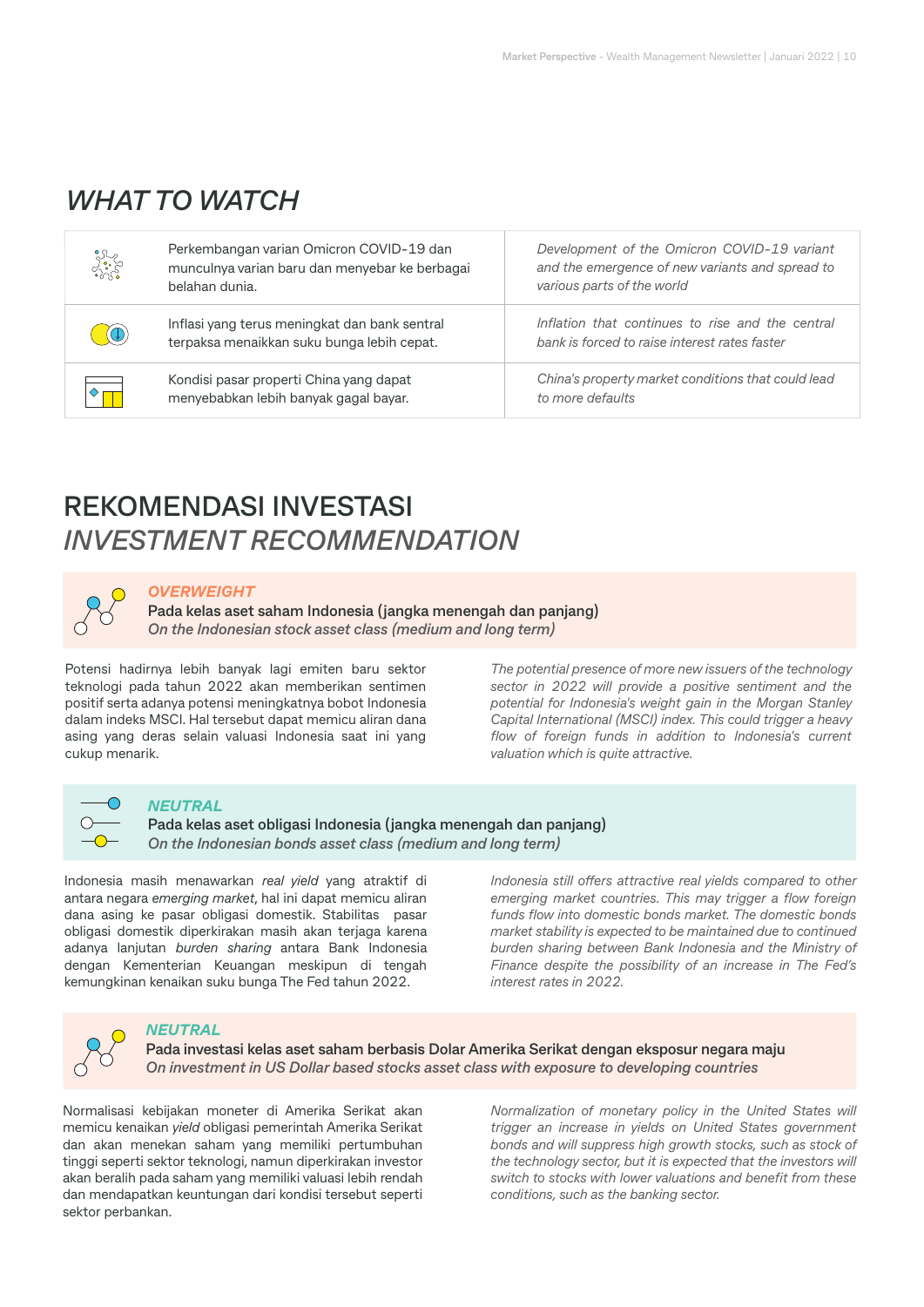## *WHAT TO WATCH*

| | | |
|---|---|---|
| | Perkembangan varian Omicron COVID-19 dan munculnya varian baru dan menyebar ke berbagai belahan dunia. | *Development of the Omicron COVID-19 variant and the emergence of new variants and spread to various parts of the world* |
| | Inflasi yang terus meningkat dan bank sentral terpaksa menaikkan suku bunga lebih cepat. | *Inflation that continues to rise and the central bank is forced to raise interest rates faster* |
| | Kondisi pasar properti China yang dapat menyebabkan lebih banyak gagal bayar. | *China's property market conditions that could lead to more defaults* |

## REKOMENDASI INVESTASI
## *INVESTMENT RECOMMENDATION*

### *OVERWEIGHT*

**Pada kelas aset saham Indonesia (jangka menengah dan panjang)**
***On the Indonesian stock asset class (medium and long term)***

Potensi hadirnya lebih banyak lagi emiten baru sektor teknologi pada tahun 2022 akan memberikan sentimen positif serta adanya potensi meningkatnya bobot Indonesia dalam indeks MSCI. Hal tersebut dapat memicu aliran dana asing yang deras selain valuasi Indonesia saat ini yang cukup menarik.

*The potential presence of more new issuers of the technology sector in 2022 will provide a positive sentiment and the potential for Indonesia's weight gain in the Morgan Stanley Capital International (MSCI) index. This could trigger a heavy flow of foreign funds in addition to Indonesia's current valuation which is quite attractive.*

### *NEUTRAL*

**Pada kelas aset obligasi Indonesia (jangka menengah dan panjang)**
***On the Indonesian bonds asset class (medium and long term)***

Indonesia masih menawarkan *real yield* yang atraktif di antara negara *emerging market*, hal ini dapat memicu aliran dana asing ke pasar obligasi domestik. Stabilitas pasar obligasi domestik diperkirakan masih akan terjaga karena adanya lanjutan *burden sharing* antara Bank Indonesia dengan Kementerian Keuangan meskipun di tengah kemungkinan kenaikan suku bunga The Fed tahun 2022.

*Indonesia still offers attractive real yields compared to other emerging market countries. This may trigger a flow foreign funds flow into domestic bonds market. The domestic bonds market stability is expected to be maintained due to continued burden sharing between Bank Indonesia and the Ministry of Finance despite the possibility of an increase in The Fed's interest rates in 2022.*

### *NEUTRAL*

**Pada investasi kelas aset saham berbasis Dolar Amerika Serikat dengan eksposur negara maju**
***On investment in US Dollar based stocks asset class with exposure to developing countries***

Normalisasi kebijakan moneter di Amerika Serikat akan memicu kenaikan *yield* obligasi pemerintah Amerika Serikat dan akan menekan saham yang memiliki pertumbuhan tinggi seperti sektor teknologi, namun diperkirakan investor akan beralih pada saham yang memiliki valuasi lebih rendah dan mendapatkan keuntungan dari kondisi tersebut seperti sektor perbankan.

*Normalization of monetary policy in the United States will trigger an increase in yields on United States government bonds and will suppress high growth stocks, such as stock of the technology sector, but it is expected that the investors will switch to stocks with lower valuations and benefit from these conditions, such as the banking sector.*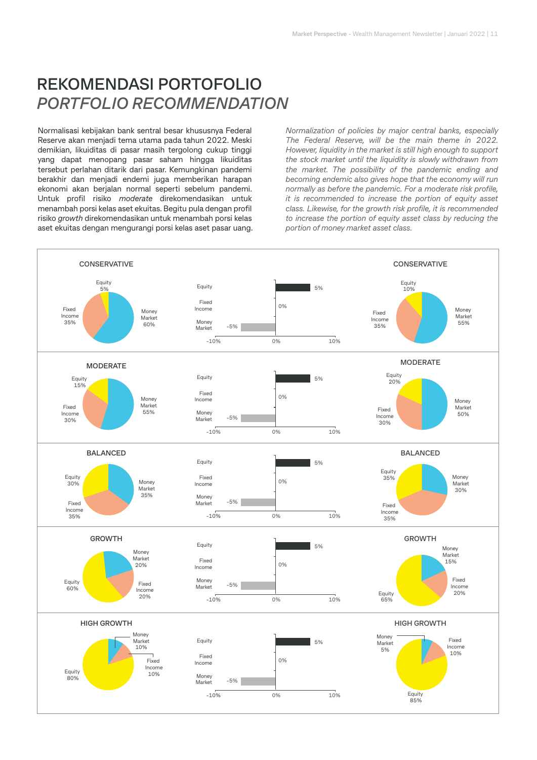# REKOMENDASI PORTOFOLIO
# *PORTFOLIO RECOMMENDATION*

Normalisasi kebijakan bank sentral besar khususnya Federal Reserve akan menjadi tema utama pada tahun 2022. Meski demikian, likuiditas di pasar masih tergolong cukup tinggi yang dapat menopang pasar saham hingga likuiditas tersebut perlahan ditarik dari pasar. Kemungkinan pandemi berakhir dan menjadi endemi juga memberikan harapan ekonomi akan berjalan normal seperti sebelum pandemi. Untuk profil risiko *moderate* direkomendasikan untuk menambah porsi kelas aset ekuitas. Begitu pula dengan profil risiko *growth* direkomendasikan untuk menambah porsi kelas aset ekuitas dengan mengurangi porsi kelas aset pasar uang.

*Normalization of policies by major central banks, especially The Federal Reserve, will be the main theme in 2022. However, liquidity in the market is still high enough to support the stock market until the liquidity is slowly withdrawn from the market. The possibility of the pandemic ending and becoming endemic also gives hope that the economy will run normally as before the pandemic. For a moderate risk profile, it is recommended to increase the portion of equity asset class. Likewise, for the growth risk profile, it is recommended to increase the portion of equity asset class by reducing the portion of money market asset class.*

| Risk Profile | Current: Equity | Current: Fixed Income | Current: Money Market | Change: Equity | Change: Fixed Income | Change: Money Market | Recommended: Equity | Recommended: Fixed Income | Recommended: Money Market |
|---|---|---|---|---|---|---|---|---|---|
| CONSERVATIVE | 5% | 35% | 60% | 5% | 0% | -5% | 10% | 35% | 55% |
| MODERATE | 15% | 30% | 55% | 5% | 0% | -5% | 20% | 30% | 50% |
| BALANCED | 30% | 35% | 35% | 5% | 0% | -5% | 35% | 35% | 30% |
| GROWTH | 60% | 20% | 20% | 5% | 0% | -5% | 65% | 20% | 15% |
| HIGH GROWTH | 80% | 10% | 10% | 5% | 0% | -5% | 85% | 10% | 5% |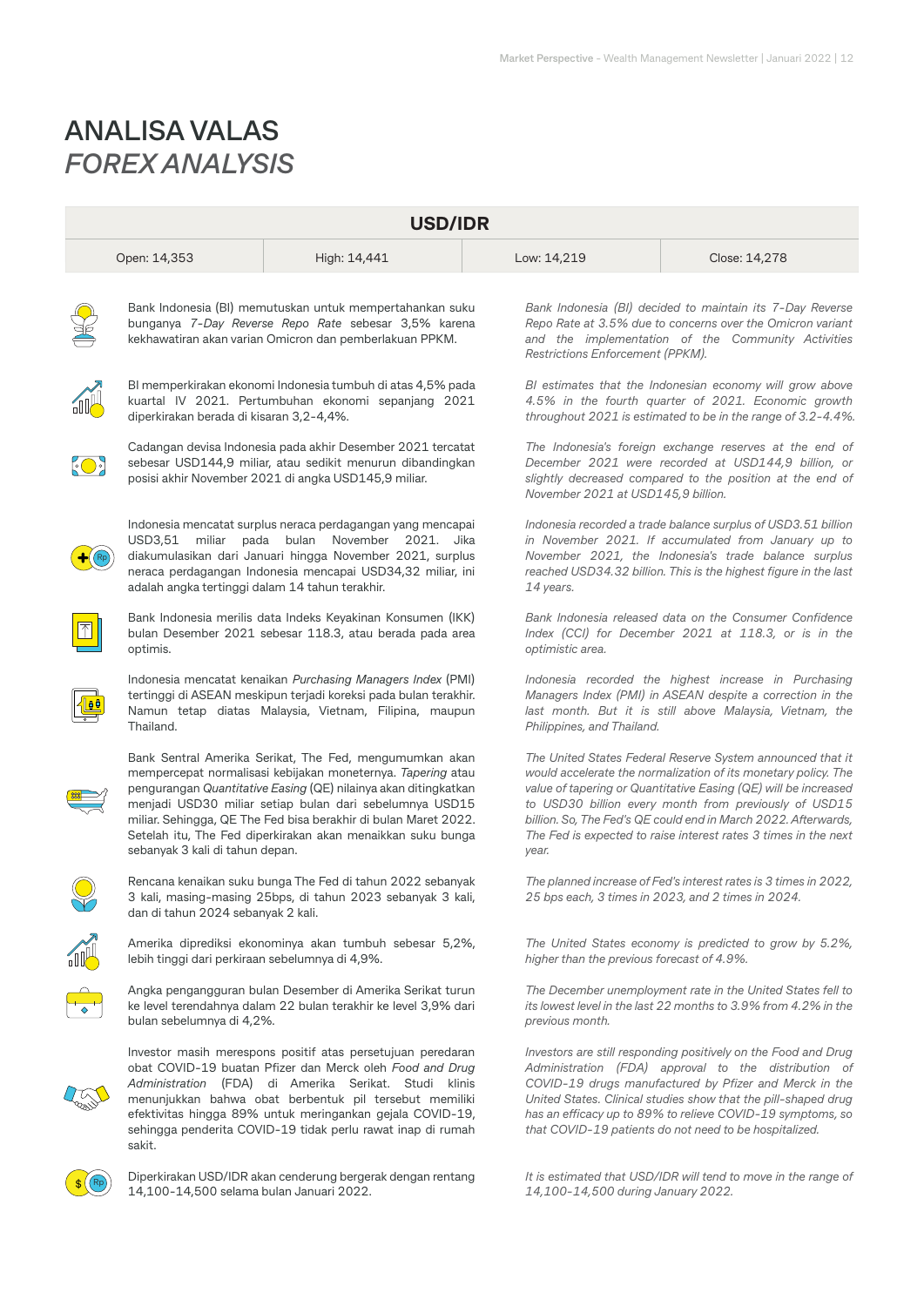# ANALISA VALAS
## *FOREX ANALYSIS*

| USD/IDR | | | |
|---|---|---|---|
| Open: 14,353 | High: 14,441 | Low: 14,219 | Close: 14,278 |

Bank Indonesia (BI) memutuskan untuk mempertahankan suku bunganya *7-Day Reverse Repo Rate* sebesar 3,5% karena kekhawatiran akan varian Omicron dan pemberlakuan PPKM.

*Bank Indonesia (BI) decided to maintain its 7-Day Reverse Repo Rate at 3.5% due to concerns over the Omicron variant and the implementation of the Community Activities Restrictions Enforcement (PPKM).*

BI memperkirakan ekonomi Indonesia tumbuh di atas 4,5% pada kuartal IV 2021. Pertumbuhan ekonomi sepanjang 2021 diperkirakan berada di kisaran 3,2-4,4%.

*BI estimates that the Indonesian economy will grow above 4.5% in the fourth quarter of 2021. Economic growth throughout 2021 is estimated to be in the range of 3.2-4.4%.*

Cadangan devisa Indonesia pada akhir Desember 2021 tercatat sebesar USD144,9 miliar, atau sedikit menurun dibandingkan posisi akhir November 2021 di angka USD145,9 miliar.

*The Indonesia's foreign exchange reserves at the end of December 2021 were recorded at USD144,9 billion, or slightly decreased compared to the position at the end of November 2021 at USD145,9 billion.*

Indonesia mencatat surplus neraca perdagangan yang mencapai USD3,51 miliar pada bulan November 2021. Jika diakumulasikan dari Januari hingga November 2021, surplus neraca perdagangan Indonesia mencapai USD34,32 miliar, ini adalah angka tertinggi dalam 14 tahun terakhir.

*Indonesia recorded a trade balance surplus of USD3.51 billion in November 2021. If accumulated from January up to November 2021, the Indonesia's trade balance surplus reached USD34.32 billion. This is the highest figure in the last 14 years.*

Bank Indonesia merilis data Indeks Keyakinan Konsumen (IKK) bulan Desember 2021 sebesar 118.3, atau berada pada area optimis.

*Bank Indonesia released data on the Consumer Confidence Index (CCI) for December 2021 at 118.3, or is in the optimistic area.*

Indonesia mencatat kenaikan *Purchasing Managers Index* (PMI) tertinggi di ASEAN meskipun terjadi koreksi pada bulan terakhir. Namun tetap diatas Malaysia, Vietnam, Filipina, maupun Thailand.

*Indonesia recorded the highest increase in Purchasing Managers Index (PMI) in ASEAN despite a correction in the last month. But it is still above Malaysia, Vietnam, the Philippines, and Thailand.*

Bank Sentral Amerika Serikat, The Fed, mengumumkan akan mempercepat normalisasi kebijakan moneternya. *Tapering* atau pengurangan *Quantitative Easing* (QE) nilainya akan ditingkatkan menjadi USD30 miliar setiap bulan dari sebelumnya USD15 miliar. Sehingga, QE The Fed bisa berakhir di bulan Maret 2022. Setelah itu, The Fed diperkirakan akan menaikkan suku bunga sebanyak 3 kali di tahun depan.

*The United States Federal Reserve System announced that it would accelerate the normalization of its monetary policy. The value of tapering or Quantitative Easing (QE) will be increased to USD30 billion every month from previously of USD15 billion. So, The Fed's QE could end in March 2022. Afterwards, The Fed is expected to raise interest rates 3 times in the next year.*

Rencana kenaikan suku bunga The Fed di tahun 2022 sebanyak 3 kali, masing-masing 25bps, di tahun 2023 sebanyak 3 kali, dan di tahun 2024 sebanyak 2 kali.

*The planned increase of Fed's interest rates is 3 times in 2022, 25 bps each, 3 times in 2023, and 2 times in 2024.*

Amerika diprediksi ekonominya akan tumbuh sebesar 5,2%, lebih tinggi dari perkiraan sebelumnya di 4,9%.

*The United States economy is predicted to grow by 5.2%, higher than the previous forecast of 4.9%.*

Angka pengangguran bulan Desember di Amerika Serikat turun ke level terendahnya dalam 22 bulan terakhir ke level 3,9% dari bulan sebelumnya di 4,2%.

*The December unemployment rate in the United States fell to its lowest level in the last 22 months to 3.9% from 4.2% in the previous month.*

Investor masih merespons positif atas persetujuan peredaran obat COVID-19 buatan Pfizer dan Merck oleh *Food and Drug Administration* (FDA) di Amerika Serikat. Studi klinis menunjukkan bahwa obat berbentuk pil tersebut memiliki efektivitas hingga 89% untuk meringankan gejala COVID-19, sehingga penderita COVID-19 tidak perlu rawat inap di rumah sakit.

*Investors are still responding positively on the Food and Drug Administration (FDA) approval to the distribution of COVID-19 drugs manufactured by Pfizer and Merck in the United States. Clinical studies show that the pill-shaped drug has an efficacy up to 89% to relieve COVID-19 symptoms, so that COVID-19 patients do not need to be hospitalized.*

Diperkirakan USD/IDR akan cenderung bergerak dengan rentang 14,100-14,500 selama bulan Januari 2022.

*It is estimated that USD/IDR will tend to move in the range of 14,100-14,500 during January 2022.*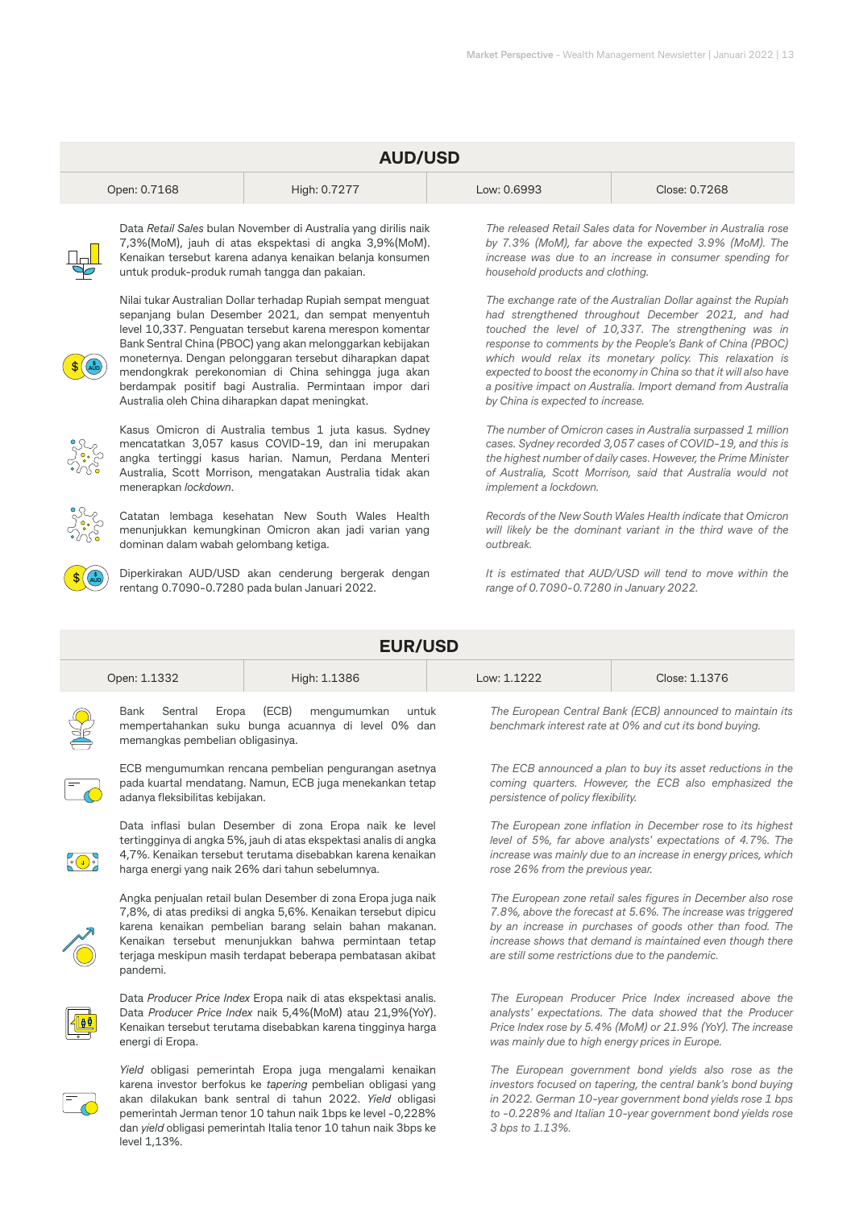## AUD/USD

| Open: 0.7168 | High: 0.7277 | Low: 0.6993 | Close: 0.7268 |
|---|---|---|---|

Data *Retail Sales* bulan November di Australia yang dirilis naik 7,3%(MoM), jauh di atas ekspektasi di angka 3,9%(MoM). Kenaikan tersebut karena adanya kenaikan belanja konsumen untuk produk-produk rumah tangga dan pakaian.

*The released Retail Sales data for November in Australia rose by 7.3% (MoM), far above the expected 3.9% (MoM). The increase was due to an increase in consumer spending for household products and clothing.*

Nilai tukar Australian Dollar terhadap Rupiah sempat menguat sepanjang bulan Desember 2021, dan sempat menyentuh level 10,337. Penguatan tersebut karena merespon komentar Bank Sentral China (PBOC) yang akan melonggarkan kebijakan moneternya. Dengan pelonggaran tersebut diharapkan dapat mendongkrak perekonomian di China sehingga juga akan berdampak positif bagi Australia. Permintaan impor dari Australia oleh China diharapkan dapat meningkat.

*The exchange rate of the Australian Dollar against the Rupiah had strengthened throughout December 2021, and had touched the level of 10,337. The strengthening was in response to comments by the People's Bank of China (PBOC) which would relax its monetary policy. This relaxation is expected to boost the economy in China so that it will also have a positive impact on Australia. Import demand from Australia by China is expected to increase.*

Kasus Omicron di Australia tembus 1 juta kasus. Sydney mencatatkan 3,057 kasus COVID-19, dan ini merupakan angka tertinggi kasus harian. Namun, Perdana Menteri Australia, Scott Morrison, mengatakan Australia tidak akan menerapkan *lockdown*.

*The number of Omicron cases in Australia surpassed 1 million cases. Sydney recorded 3,057 cases of COVID-19, and this is the highest number of daily cases. However, the Prime Minister of Australia, Scott Morrison, said that Australia would not implement a lockdown.*

Catatan lembaga kesehatan New South Wales Health menunjukkan kemungkinan Omicron akan jadi varian yang dominan dalam wabah gelombang ketiga.

*Records of the New South Wales Health indicate that Omicron will likely be the dominant variant in the third wave of the outbreak.*

Diperkirakan AUD/USD akan cenderung bergerak dengan rentang 0.7090-0.7280 pada bulan Januari 2022.

*It is estimated that AUD/USD will tend to move within the range of 0.7090-0.7280 in January 2022.*

## EUR/USD

| Open: 1.1332 | High: 1.1386 | Low: 1.1222 | Close: 1.1376 |
|---|---|---|---|

Bank Sentral Eropa (ECB) mengumumkan untuk mempertahankan suku bunga acuannya di level 0% dan memangkas pembelian obligasinya.

*The European Central Bank (ECB) announced to maintain its benchmark interest rate at 0% and cut its bond buying.*

ECB mengumumkan rencana pembelian pengurangan asetnya pada kuartal mendatang. Namun, ECB juga menekankan tetap adanya fleksibilitas kebijakan.

*The ECB announced a plan to buy its asset reductions in the coming quarters. However, the ECB also emphasized the persistence of policy flexibility.*

Data inflasi bulan Desember di zona Eropa naik ke level tertingginya di angka 5%, jauh di atas ekspektasi analis di angka 4,7%. Kenaikan tersebut terutama disebabkan karena kenaikan harga energi yang naik 26% dari tahun sebelumnya.

*The European zone inflation in December rose to its highest level of 5%, far above analysts' expectations of 4.7%. The increase was mainly due to an increase in energy prices, which rose 26% from the previous year.*

Angka penjualan retail bulan Desember di zona Eropa juga naik 7,8%, di atas prediksi di angka 5,6%. Kenaikan tersebut dipicu karena kenaikan pembelian barang selain bahan makanan. Kenaikan tersebut menunjukkan bahwa permintaan tetap terjaga meskipun masih terdapat beberapa pembatasan akibat pandemi.

*The European zone retail sales figures in December also rose 7.8%, above the forecast at 5.6%. The increase was triggered by an increase in purchases of goods other than food. The increase shows that demand is maintained even though there are still some restrictions due to the pandemic.*

Data *Producer Price Index* Eropa naik di atas ekspektasi analis. Data *Producer Price Index* naik 5,4%(MoM) atau 21,9%(YoY). Kenaikan tersebut terutama disebabkan karena tingginya harga energi di Eropa.

*The European Producer Price Index increased above the analysts' expectations. The data showed that the Producer Price Index rose by 5.4% (MoM) or 21.9% (YoY). The increase was mainly due to high energy prices in Europe.*

*Yield* obligasi pemerintah Eropa juga mengalami kenaikan karena investor berfokus ke *tapering* pembelian obligasi yang akan dilakukan bank sentral di tahun 2022. *Yield* obligasi pemerintah Jerman tenor 10 tahun naik 1bps ke level -0,228% dan *yield* obligasi pemerintah Italia tenor 10 tahun naik 3bps ke level 1,13%.

*The European government bond yields also rose as the investors focused on tapering, the central bank's bond buying in 2022. German 10-year government bond yields rose 1 bps to -0.228% and Italian 10-year government bond yields rose 3 bps to 1.13%.*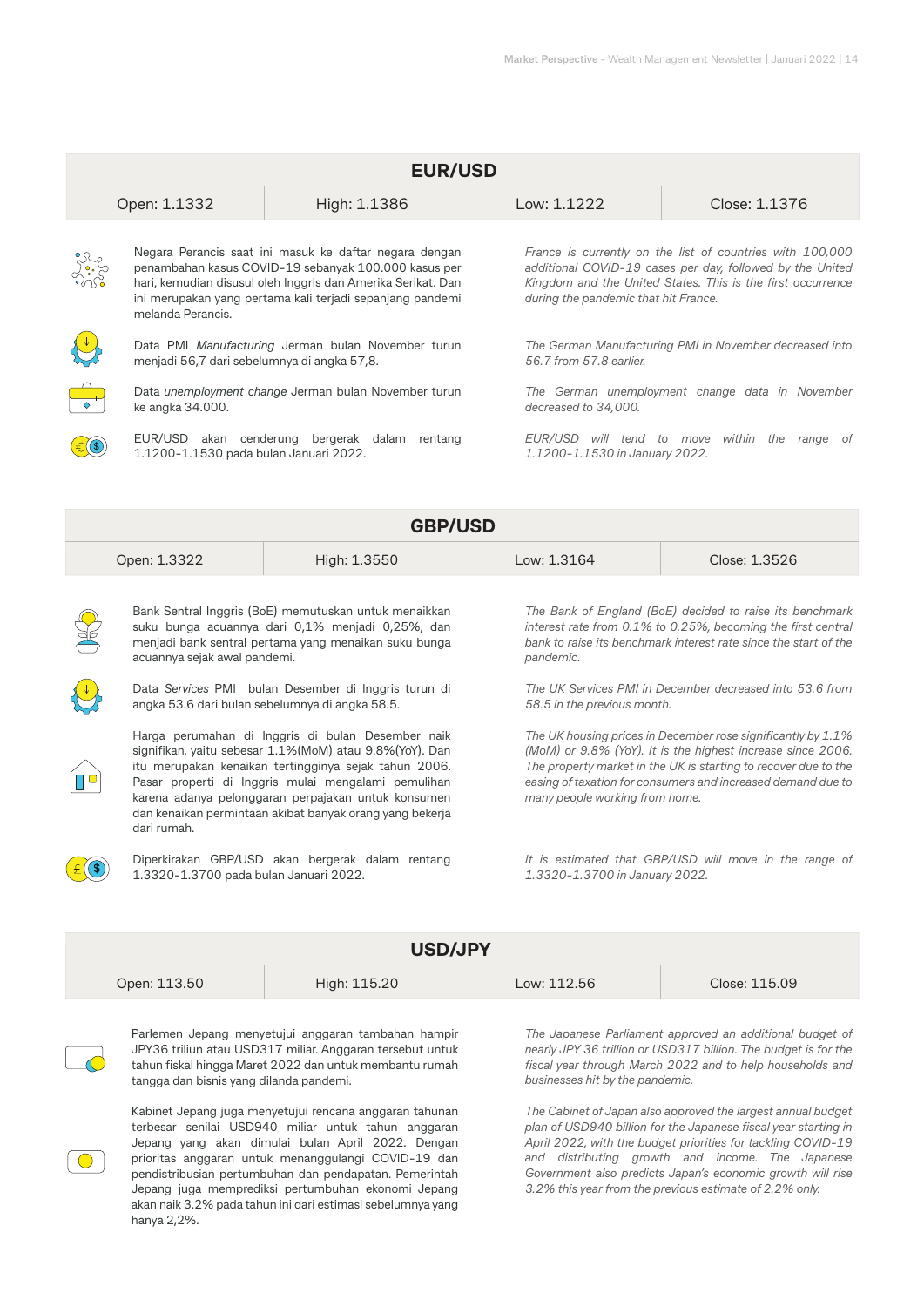## EUR/USD

| Open: 1.1332 | High: 1.1386 | Low: 1.1222 | Close: 1.1376 |
|---|---|---|---|

Negara Perancis saat ini masuk ke daftar negara dengan penambahan kasus COVID-19 sebanyak 100.000 kasus per hari, kemudian disusul oleh Inggris dan Amerika Serikat. Dan ini merupakan yang pertama kali terjadi sepanjang pandemi melanda Perancis.

*France is currently on the list of countries with 100,000 additional COVID-19 cases per day, followed by the United Kingdom and the United States. This is the first occurrence during the pandemic that hit France.*

Data PMI *Manufacturing* Jerman bulan November turun menjadi 56,7 dari sebelumnya di angka 57,8.

*The German Manufacturing PMI in November decreased into 56.7 from 57.8 earlier.*

Data *unemployment change* Jerman bulan November turun ke angka 34.000.

*The German unemployment change data in November decreased to 34,000.*

EUR/USD akan cenderung bergerak dalam rentang 1.1200-1.1530 pada bulan Januari 2022.

*EUR/USD will tend to move within the range of 1.1200-1.1530 in January 2022.*

## GBP/USD

| Open: 1.3322 | High: 1.3550 | Low: 1.3164 | Close: 1.3526 |
|---|---|---|---|

Bank Sentral Inggris (BoE) memutuskan untuk menaikkan suku bunga acuannya dari 0,1% menjadi 0,25%, dan menjadi bank sentral pertama yang menaikan suku bunga acuannya sejak awal pandemi.

*The Bank of England (BoE) decided to raise its benchmark interest rate from 0.1% to 0.25%, becoming the first central bank to raise its benchmark interest rate since the start of the pandemic.*

Data *Services* PMI bulan Desember di Inggris turun di angka 53.6 dari bulan sebelumnya di angka 58.5.

*The UK Services PMI in December decreased into 53.6 from 58.5 in the previous month.*

Harga perumahan di Inggris di bulan Desember naik signifikan, yaitu sebesar 1.1%(MoM) atau 9.8%(YoY). Dan itu merupakan kenaikan tertingginya sejak tahun 2006. Pasar properti di Inggris mulai mengalami pemulihan karena adanya pelonggaran perpajakan untuk konsumen dan kenaikan permintaan akibat banyak orang yang bekerja dari rumah.

*The UK housing prices in December rose significantly by 1.1% (MoM) or 9.8% (YoY). It is the highest increase since 2006. The property market in the UK is starting to recover due to the easing of taxation for consumers and increased demand due to many people working from home.*

Diperkirakan GBP/USD akan bergerak dalam rentang 1.3320-1.3700 pada bulan Januari 2022.

*It is estimated that GBP/USD will move in the range of 1.3320-1.3700 in January 2022.*

## USD/JPY

| Open: 113.50 | High: 115.20 | Low: 112.56 | Close: 115.09 |
|---|---|---|---|

Parlemen Jepang menyetujui anggaran tambahan hampir JPY36 triliun atau USD317 miliar. Anggaran tersebut untuk tahun fiskal hingga Maret 2022 dan untuk membantu rumah tangga dan bisnis yang dilanda pandemi.

*The Japanese Parliament approved an additional budget of nearly JPY 36 trillion or USD317 billion. The budget is for the fiscal year through March 2022 and to help households and businesses hit by the pandemic.*

Kabinet Jepang juga menyetujui rencana anggaran tahunan terbesar senilai USD940 miliar untuk tahun anggaran Jepang yang akan dimulai bulan April 2022. Dengan prioritas anggaran untuk menanggulangi COVID-19 dan pendistribusian pertumbuhan dan pendapatan. Pemerintah Jepang juga memprediksi pertumbuhan ekonomi Jepang akan naik 3.2% pada tahun ini dari estimasi sebelumnya yang hanya 2,2%.

*The Cabinet of Japan also approved the largest annual budget plan of USD940 billion for the Japanese fiscal year starting in April 2022, with the budget priorities for tackling COVID-19 and distributing growth and income. The Japanese Government also predicts Japan's economic growth will rise 3.2% this year from the previous estimate of 2.2% only.*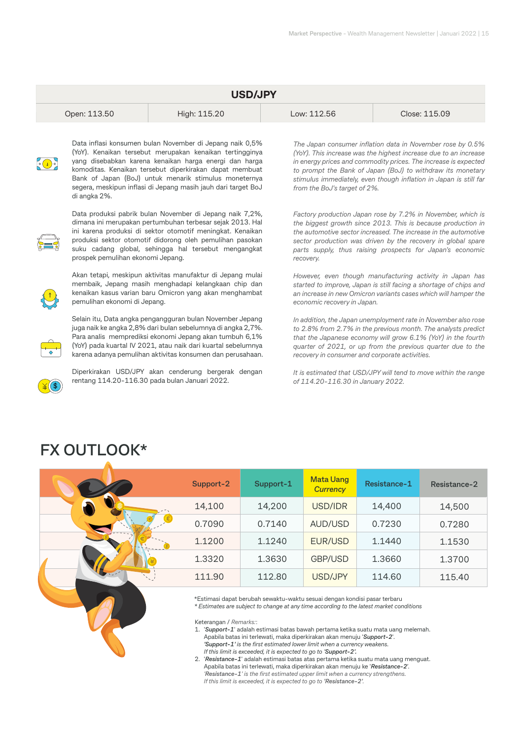| USD/JPY | | | |
|---|---|---|---|
| Open: 113.50 | High: 115.20 | Low: 112.56 | Close: 115.09 |

Data inflasi konsumen bulan November di Jepang naik 0,5% (YoY). Kenaikan tersebut merupakan kenaikan tertingginya yang disebabkan karena kenaikan harga energi dan harga komoditas. Kenaikan tersebut diperkirakan dapat membuat Bank of Japan (BoJ) untuk menarik stimulus moneternya segera, meskipun inflasi di Jepang masih jauh dari target BoJ di angka 2%.

*The Japan consumer inflation data in November rose by 0.5% (YoY). This increase was the highest increase due to an increase in energy prices and commodity prices. The increase is expected to prompt the Bank of Japan (BoJ) to withdraw its monetary stimulus immediately, even though inflation in Japan is still far from the BoJ's target of 2%.*

Data produksi pabrik bulan November di Jepang naik 7,2%, dimana ini merupakan pertumbuhan terbesar sejak 2013. Hal ini karena produksi di sektor ototmotif meningkat. Kenaikan produksi sektor ototmotif didorong oleh pemulihan pasokan suku cadang global, sehingga hal tersebut mengangkat prospek pemulihan ekonomi Jepang.

*Factory production Japan rose by 7.2% in November, which is the biggest growth since 2013. This is because production in the automotive sector increased. The increase in the automotive sector production was driven by the recovery in global spare parts supply, thus raising prospects for Japan's economic recovery.*

Akan tetapi, meskipun aktivitas manufaktur di Jepang mulai membaik, Jepang masih menghadapi kelangkaan chip dan kenaikan kasus varian baru Omicron yang akan menghambat pemulihan ekonomi di Jepang.

*However, even though manufacturing activity in Japan has started to improve, Japan is still facing a shortage of chips and an increase in new Omicron variants cases which will hamper the economic recovery in Japan.*

Selain itu, Data angka pengangguran bulan November Jepang juga naik ke angka 2,8% dari bulan sebelumnya di angka 2,7%. Para analis memprediksi ekonomi Jepang akan tumbuh 6,1% (YoY) pada kuartal IV 2021, atau naik dari kuartal sebelumnya karena adanya pemulihan aktivitas konsumen dan perusahaan.

*In addition, the Japan unemployment rate in November also rose to 2.8% from 2.7% in the previous month. The analysts predict that the Japanese economy will grow 6.1% (YoY) in the fourth quarter of 2021, or up from the previous quarter due to the recovery in consumer and corporate activities.*

Diperkirakan USD/JPY akan cenderung bergerak dengan rentang 114.20-116.30 pada bulan Januari 2022.

*It is estimated that USD/JPY will tend to move within the range of 114.20-116.30 in January 2022.*

# FX OUTLOOK*

| Support-2 | Support-1 | Mata Uang *Currency* | Resistance-1 | Resistance-2 |
|---|---|---|---|---|
| 14,100 | 14,200 | USD/IDR | 14,400 | 14,500 |
| 0.7090 | 0.7140 | AUD/USD | 0.7230 | 0.7280 |
| 1.1200 | 1.1240 | EUR/USD | 1.1440 | 1.1530 |
| 1.3320 | 1.3630 | GBP/USD | 1.3660 | 1.3700 |
| 111.90 | 112.80 | USD/JPY | 114.60 | 115.40 |

*Estimasi dapat berubah sewaktu-waktu sesuai dengan kondisi pasar terbaru
*\* Estimates are subject to change at any time according to the latest market conditions*

Keterangan / *Remarks:*:

1. '*Support-1*' adalah estimasi batas bawah pertama ketika suatu mata uang melemah. Apabila batas ini terlewati, maka diperkirakan akan menuju '*Support-2*'.
   *'Support-1' is the first estimated lower limit when a currency weakens. If this limit is exceeded, it is expected to go to 'Support-2'.*
2. '*Resistance-1*' adalah estimasi batas atas pertama ketika suatu mata uang menguat. Apabila batas ini terlewati, maka diperkirakan akan menuju ke '*Resistance-2*'.
   *'Resistance-1' is the first estimated upper limit when a currency strengthens. If this limit is exceeded, it is expected to go to 'Resistance-2'.*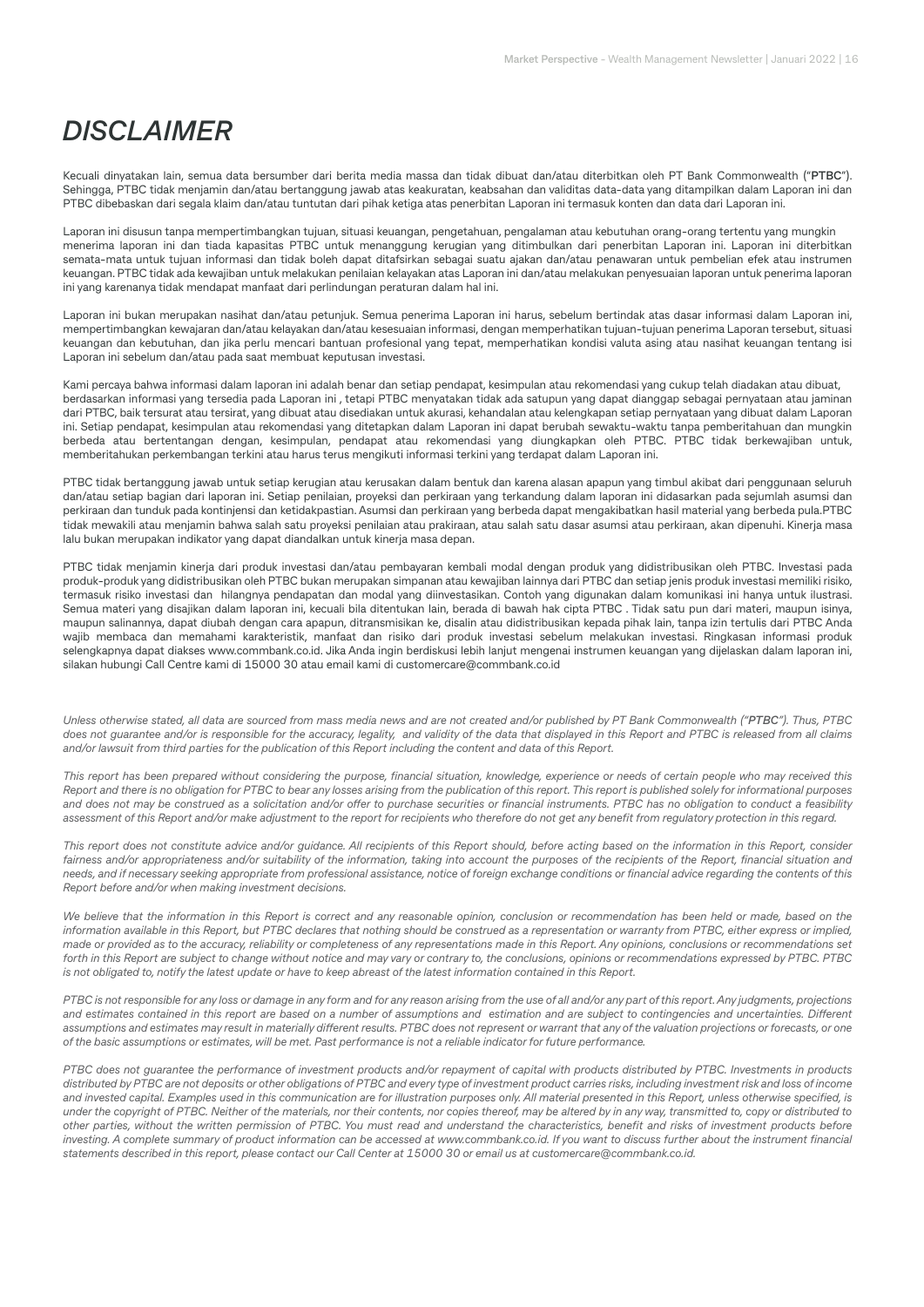# *DISCLAIMER*

Kecuali dinyatakan lain, semua data bersumber dari berita media massa dan tidak dibuat dan/atau diterbitkan oleh PT Bank Commonwealth ("**PTBC**"). Sehingga, PTBC tidak menjamin dan/atau bertanggung jawab atas keakuratan, keabsahan dan validitas data-data yang ditampilkan dalam Laporan ini dan PTBC dibebaskan dari segala klaim dan/atau tuntutan dari pihak ketiga atas penerbitan Laporan ini termasuk konten dan data dari Laporan ini.

Laporan ini disusun tanpa mempertimbangkan tujuan, situasi keuangan, pengetahuan, pengalaman atau kebutuhan orang-orang tertentu yang mungkin menerima laporan ini dan tiada kapasitas PTBC untuk menanggung kerugian yang ditimbulkan dari penerbitan Laporan ini. Laporan ini diterbitkan semata-mata untuk tujuan informasi dan tidak boleh dapat ditafsirkan sebagai suatu ajakan dan/atau penawaran untuk pembelian efek atau instrumen keuangan. PTBC tidak ada kewajiban untuk melakukan penilaian kelayakan atas Laporan ini dan/atau melakukan penyesuaian laporan untuk penerima laporan ini yang karenanya tidak mendapat manfaat dari perlindungan peraturan dalam hal ini.

Laporan ini bukan merupakan nasihat dan/atau petunjuk. Semua penerima Laporan ini harus, sebelum bertindak atas dasar informasi dalam Laporan ini, mempertimbangkan kewajaran dan/atau kelayakan dan/atau kesesuaian informasi, dengan memperhatikan tujuan-tujuan penerima Laporan tersebut, situasi keuangan dan kebutuhan, dan jika perlu mencari bantuan profesional yang tepat, memperhatikan kondisi valuta asing atau nasihat keuangan tentang isi Laporan ini sebelum dan/atau pada saat membuat keputusan investasi.

Kami percaya bahwa informasi dalam laporan ini adalah benar dan setiap pendapat, kesimpulan atau rekomendasi yang cukup telah diadakan atau dibuat, berdasarkan informasi yang tersedia pada Laporan ini , tetapi PTBC menyatakan tidak ada satupun yang dapat dianggap sebagai pernyataan atau jaminan dari PTBC, baik tersurat atau tersirat, yang dibuat atau disediakan untuk akurasi, kehandalan atau kelengkapan setiap pernyataan yang dibuat dalam Laporan ini. Setiap pendapat, kesimpulan atau rekomendasi yang ditetapkan dalam Laporan ini dapat berubah sewaktu-waktu tanpa pemberitahuan dan mungkin berbeda atau bertentangan dengan, kesimpulan, pendapat atau rekomendasi yang diungkapkan oleh PTBC. PTBC tidak berkewajiban untuk, memberitahukan perkembangan terkini atau harus terus mengikuti informasi terkini yang terdapat dalam Laporan ini.

PTBC tidak bertanggung jawab untuk setiap kerugian atau kerusakan dalam bentuk dan karena alasan apapun yang timbul akibat dari penggunaan seluruh dan/atau setiap bagian dari laporan ini. Setiap penilaian, proyeksi dan perkiraan yang terkandung dalam laporan ini didasarkan pada sejumlah asumsi dan perkiraan dan tunduk pada kontinjensi dan ketidakpastian. Asumsi dan perkiraan yang berbeda dapat mengakibatkan hasil material yang berbeda pula.PTBC tidak mewakili atau menjamin bahwa salah satu proyeksi penilaian atau prakiraan, atau salah satu dasar asumsi atau perkiraan, akan dipenuhi. Kinerja masa lalu bukan merupakan indikator yang dapat diandalkan untuk kinerja masa depan.

PTBC tidak menjamin kinerja dari produk investasi dan/atau pembayaran kembali modal dengan produk yang didistribusikan oleh PTBC. Investasi pada produk-produk yang didistribusikan oleh PTBC bukan merupakan simpanan atau kewajiban lainnya dari PTBC dan setiap jenis produk investasi memiliki risiko, termasuk risiko investasi dan hilangnya pendapatan dan modal yang diinvestasikan. Contoh yang digunakan dalam komunikasi ini hanya untuk ilustrasi. Semua materi yang disajikan dalam laporan ini, kecuali bila ditentukan lain, berada di bawah hak cipta PTBC . Tidak satu pun dari materi, maupun isinya, maupun salinannya, dapat diubah dengan cara apapun, ditransmisikan ke, disalin atau didistribusikan kepada pihak lain, tanpa izin tertulis dari PTBC Anda wajib membaca dan memahami karakteristik, manfaat dan risiko dari produk investasi sebelum melakukan investasi. Ringkasan informasi produk selengkapnya dapat diakses www.commbank.co.id. Jika Anda ingin berdiskusi lebih lanjut mengenai instrumen keuangan yang dijelaskan dalam laporan ini, silakan hubungi Call Centre kami di 15000 30 atau email kami di customercare@commbank.co.id

*Unless otherwise stated, all data are sourced from mass media news and are not created and/or published by PT Bank Commonwealth ("**PTBC**"). Thus, PTBC does not guarantee and/or is responsible for the accuracy, legality, and validity of the data that displayed in this Report and PTBC is released from all claims and/or lawsuit from third parties for the publication of this Report including the content and data of this Report.*

*This report has been prepared without considering the purpose, financial situation, knowledge, experience or needs of certain people who may received this Report and there is no obligation for PTBC to bear any losses arising from the publication of this report. This report is published solely for informational purposes and does not may be construed as a solicitation and/or offer to purchase securities or financial instruments. PTBC has no obligation to conduct a feasibility assessment of this Report and/or make adjustment to the report for recipients who therefore do not get any benefit from regulatory protection in this regard.*

*This report does not constitute advice and/or guidance. All recipients of this Report should, before acting based on the information in this Report, consider fairness and/or appropriateness and/or suitability of the information, taking into account the purposes of the recipients of the Report, financial situation and needs, and if necessary seeking appropriate from professional assistance, notice of foreign exchange conditions or financial advice regarding the contents of this Report before and/or when making investment decisions.*

*We believe that the information in this Report is correct and any reasonable opinion, conclusion or recommendation has been held or made, based on the information available in this Report, but PTBC declares that nothing should be construed as a representation or warranty from PTBC, either express or implied, made or provided as to the accuracy, reliability or completeness of any representations made in this Report. Any opinions, conclusions or recommendations set forth in this Report are subject to change without notice and may vary or contrary to, the conclusions, opinions or recommendations expressed by PTBC. PTBC is not obligated to, notify the latest update or have to keep abreast of the latest information contained in this Report.*

*PTBC is not responsible for any loss or damage in any form and for any reason arising from the use of all and/or any part of this report. Any judgments, projections and estimates contained in this report are based on a number of assumptions and estimation and are subject to contingencies and uncertainties. Different assumptions and estimates may result in materially different results. PTBC does not represent or warrant that any of the valuation projections or forecasts, or one of the basic assumptions or estimates, will be met. Past performance is not a reliable indicator for future performance.*

*PTBC does not guarantee the performance of investment products and/or repayment of capital with products distributed by PTBC. Investments in products distributed by PTBC are not deposits or other obligations of PTBC and every type of investment product carries risks, including investment risk and loss of income and invested capital. Examples used in this communication are for illustration purposes only. All material presented in this Report, unless otherwise specified, is under the copyright of PTBC. Neither of the materials, nor their contents, nor copies thereof, may be altered by in any way, transmitted to, copy or distributed to other parties, without the written permission of PTBC. You must read and understand the characteristics, benefit and risks of investment products before investing. A complete summary of product information can be accessed at www.commbank.co.id. If you want to discuss further about the instrument financial statements described in this report, please contact our Call Center at 15000 30 or email us at customercare@commbank.co.id.*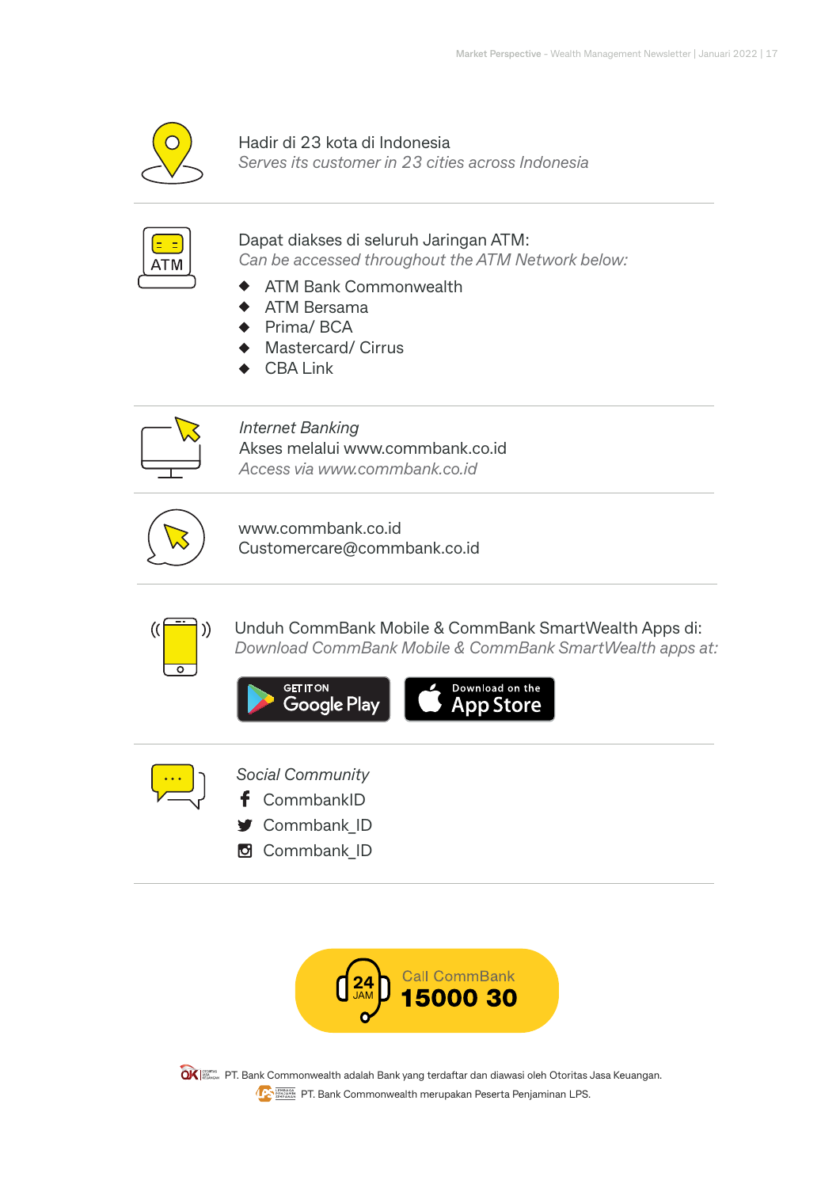Hadir di 23 kota di Indonesia
*Serves its customer in 23 cities across Indonesia*

---

Dapat diakses di seluruh Jaringan ATM:
*Can be accessed throughout the ATM Network below:*

- ATM Bank Commonwealth
- ATM Bersama
- Prima/ BCA
- Mastercard/ Cirrus
- CBA Link

---

*Internet Banking*
Akses melalui www.commbank.co.id
*Access via www.commbank.co.id*

---

www.commbank.co.id
Customercare@commbank.co.id

---

Unduh CommBank Mobile & CommBank SmartWealth Apps di:
*Download CommBank Mobile & CommBank SmartWealth apps at:*

GET IT ON Google Play
Download on the App Store

---

*Social Community*

- CommbankID
- Commbank_ID
- Commbank_ID

---

24 JAM
Call CommBank
**15000 30**

PT. Bank Commonwealth adalah Bank yang terdaftar dan diawasi oleh Otoritas Jasa Keuangan.

PT. Bank Commonwealth merupakan Peserta Penjaminan LPS.